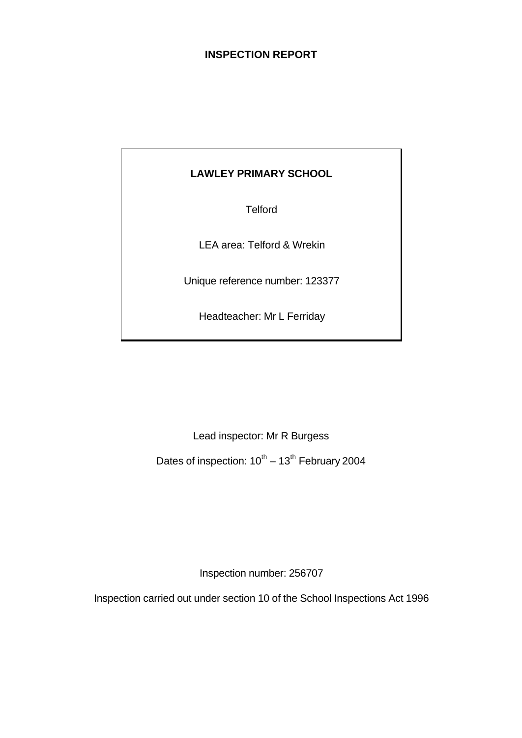# INSPECTION REPORT

**LAWLEY PRIMARY SCHOOL**

Telford

LEA area: Telford & Wrekin

Unique reference number: 123377

Headteacher: Mr L Ferriday

Lead inspector: Mr R Burgess

Dates of inspection: 10th – 13th February 2004

Inspection number: 256707

Inspection carried out under section 10 of the School Inspections Act 1996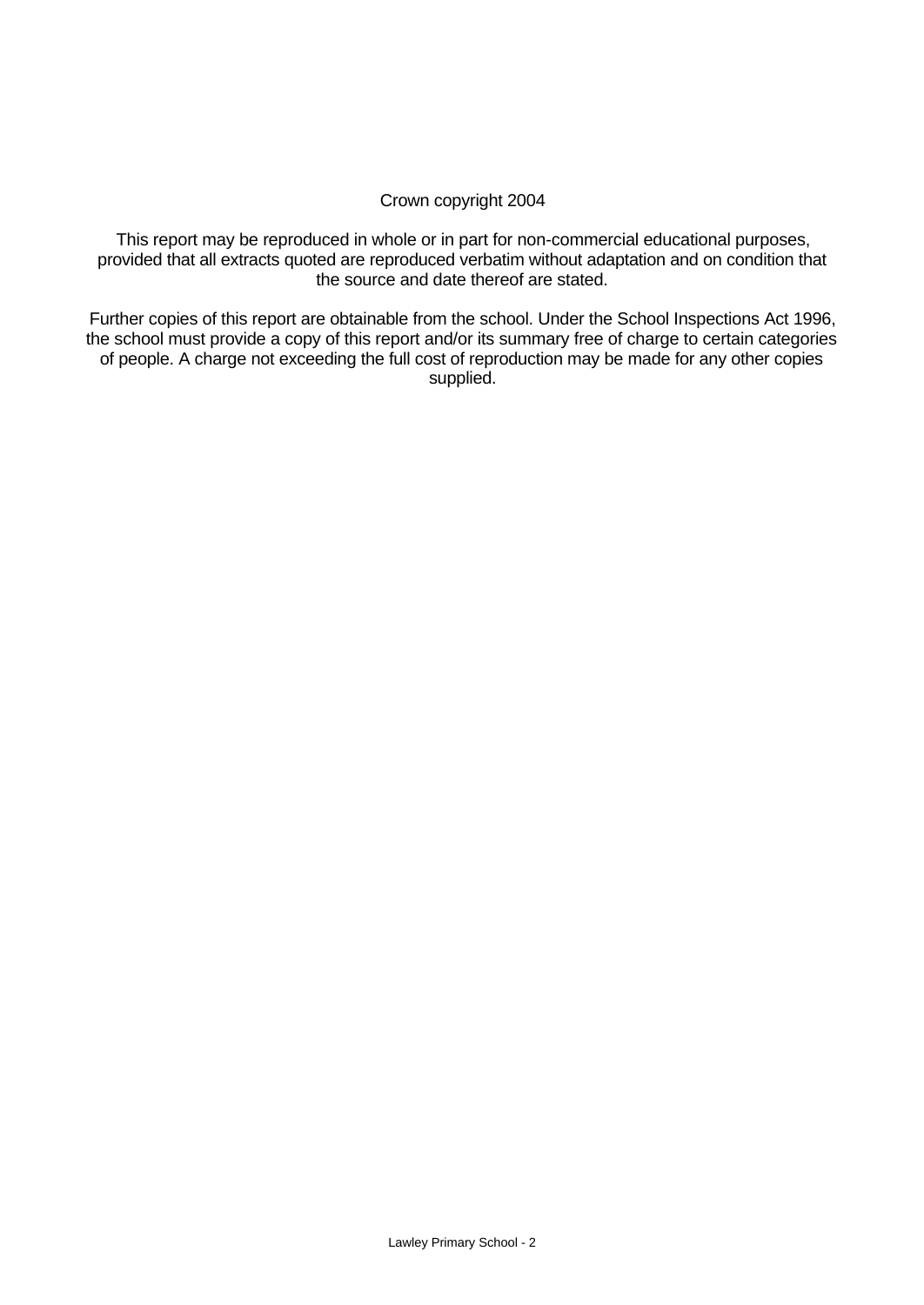Crown copyright 2004

This report may be reproduced in whole or in part for non-commercial educational purposes, provided that all extracts quoted are reproduced verbatim without adaptation and on condition that the source and date thereof are stated.

Further copies of this report are obtainable from the school. Under the School Inspections Act 1996, the school must provide a copy of this report and/or its summary free of charge to certain categories of people. A charge not exceeding the full cost of reproduction may be made for any other copies supplied.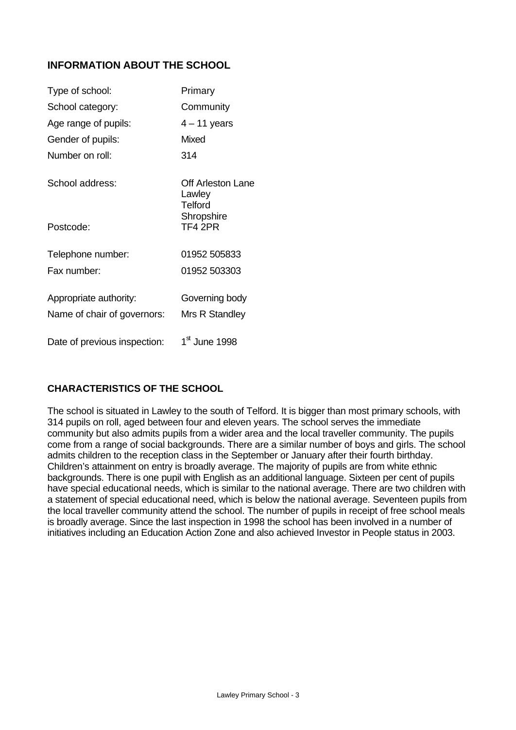## INFORMATION ABOUT THE SCHOOL

| | |
|---|---|
| Type of school: | Primary |
| School category: | Community |
| Age range of pupils: | 4 – 11 years |
| Gender of pupils: | Mixed |
| Number on roll: | 314 |
| School address: | Off Arleston Lane<br>Lawley<br>Telford<br>Shropshire |
| Postcode: | TF4 2PR |
| Telephone number: | 01952 505833 |
| Fax number: | 01952 503303 |
| Appropriate authority: | Governing body |
| Name of chair of governors: | Mrs R Standley |
| Date of previous inspection: | 1st June 1998 |

## CHARACTERISTICS OF THE SCHOOL

The school is situated in Lawley to the south of Telford. It is bigger than most primary schools, with 314 pupils on roll, aged between four and eleven years. The school serves the immediate community but also admits pupils from a wider area and the local traveller community. The pupils come from a range of social backgrounds. There are a similar number of boys and girls. The school admits children to the reception class in the September or January after their fourth birthday. Children's attainment on entry is broadly average. The majority of pupils are from white ethnic backgrounds. There is one pupil with English as an additional language. Sixteen per cent of pupils have special educational needs, which is similar to the national average. There are two children with a statement of special educational need, which is below the national average. Seventeen pupils from the local traveller community attend the school. The number of pupils in receipt of free school meals is broadly average. Since the last inspection in 1998 the school has been involved in a number of initiatives including an Education Action Zone and also achieved Investor in People status in 2003.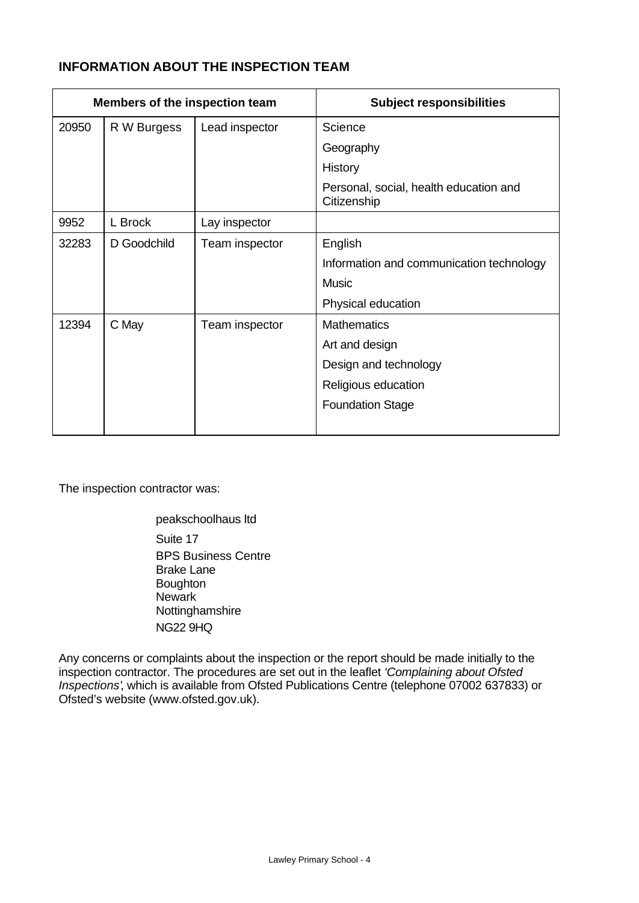## INFORMATION ABOUT THE INSPECTION TEAM

| Members of the inspection team | | | Subject responsibilities |
|---|---|---|---|
| 20950 | R W Burgess | Lead inspector | Science |
| | | | Geography |
| | | | History |
| | | | Personal, social, health education and Citizenship |
| 9952 | L Brock | Lay inspector | |
| 32283 | D Goodchild | Team inspector | English |
| | | | Information and communication technology |
| | | | Music |
| | | | Physical education |
| 12394 | C May | Team inspector | Mathematics |
| | | | Art and design |
| | | | Design and technology |
| | | | Religious education |
| | | | Foundation Stage |

The inspection contractor was:

peakschoolhaus ltd
Suite 17
BPS Business Centre
Brake Lane
Boughton
Newark
Nottinghamshire
NG22 9HQ

Any concerns or complaints about the inspection or the report should be made initially to the inspection contractor. The procedures are set out in the leaflet *'Complaining about Ofsted Inspections'*, which is available from Ofsted Publications Centre (telephone 07002 637833) or Ofsted's website (www.ofsted.gov.uk).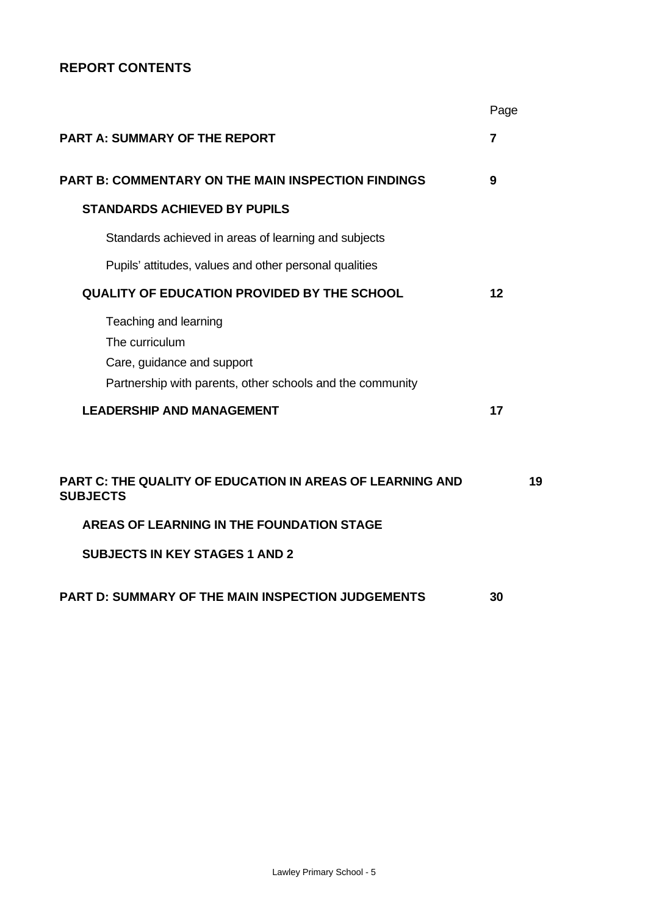## REPORT CONTENTS

| | Page |
|---|---|
| **PART A: SUMMARY OF THE REPORT** | **7** |
| **PART B: COMMENTARY ON THE MAIN INSPECTION FINDINGS** | **9** |
| **STANDARDS ACHIEVED BY PUPILS** | |
| Standards achieved in areas of learning and subjects | |
| Pupils' attitudes, values and other personal qualities | |
| **QUALITY OF EDUCATION PROVIDED BY THE SCHOOL** | **12** |
| Teaching and learning | |
| The curriculum | |
| Care, guidance and support | |
| Partnership with parents, other schools and the community | |
| **LEADERSHIP AND MANAGEMENT** | **17** |
| **PART C: THE QUALITY OF EDUCATION IN AREAS OF LEARNING AND SUBJECTS** | **19** |
| **AREAS OF LEARNING IN THE FOUNDATION STAGE** | |
| **SUBJECTS IN KEY STAGES 1 AND 2** | |
| **PART D: SUMMARY OF THE MAIN INSPECTION JUDGEMENTS** | **30** |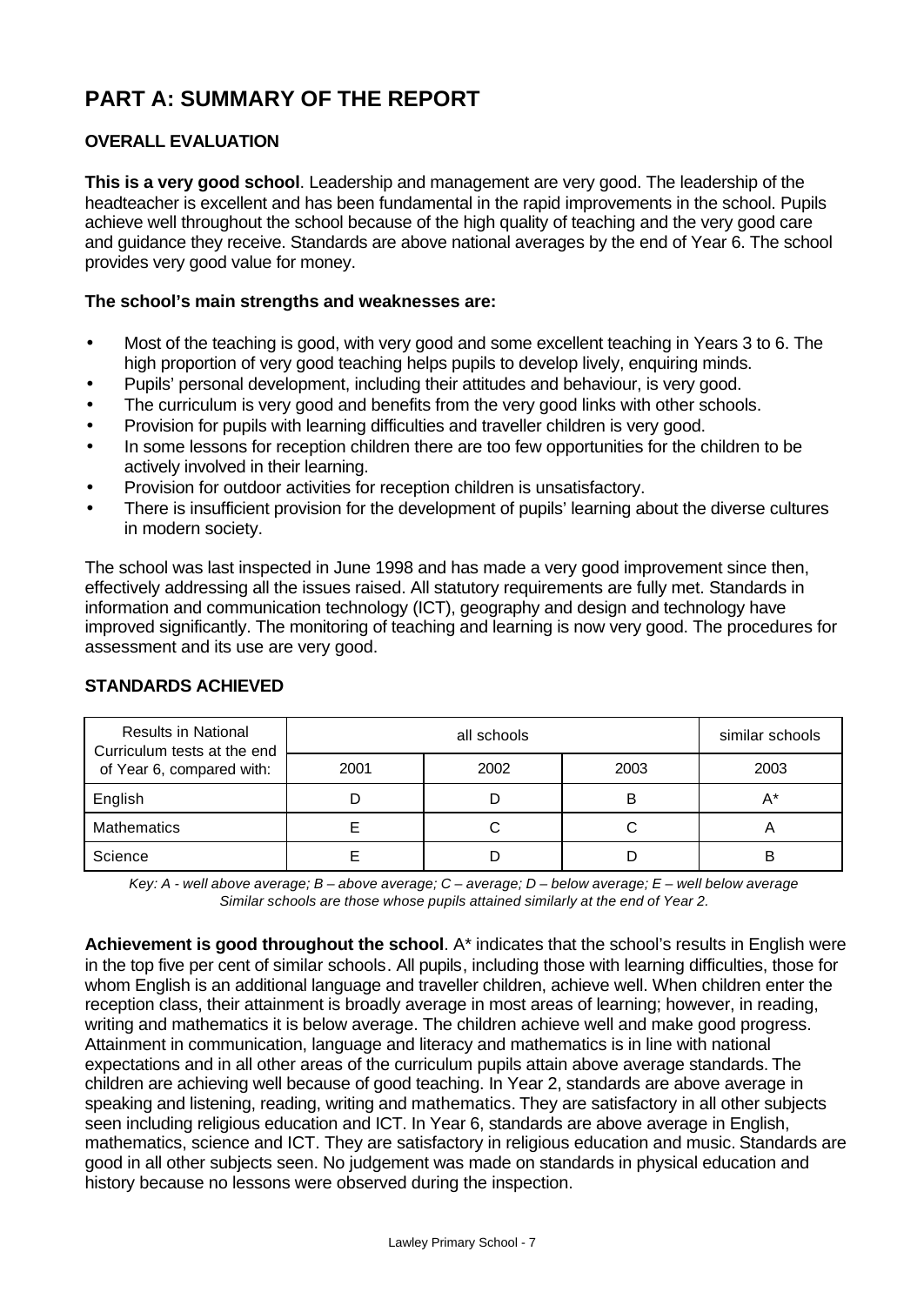# PART A: SUMMARY OF THE REPORT

## OVERALL EVALUATION

**This is a very good school**. Leadership and management are very good. The leadership of the headteacher is excellent and has been fundamental in the rapid improvements in the school. Pupils achieve well throughout the school because of the high quality of teaching and the very good care and guidance they receive. Standards are above national averages by the end of Year 6. The school provides very good value for money.

**The school's main strengths and weaknesses are:**

- Most of the teaching is good, with very good and some excellent teaching in Years 3 to 6. The high proportion of very good teaching helps pupils to develop lively, enquiring minds.
- Pupils' personal development, including their attitudes and behaviour, is very good.
- The curriculum is very good and benefits from the very good links with other schools.
- Provision for pupils with learning difficulties and traveller children is very good.
- In some lessons for reception children there are too few opportunities for the children to be actively involved in their learning.
- Provision for outdoor activities for reception children is unsatisfactory.
- There is insufficient provision for the development of pupils' learning about the diverse cultures in modern society.

The school was last inspected in June 1998 and has made a very good improvement since then, effectively addressing all the issues raised. All statutory requirements are fully met. Standards in information and communication technology (ICT), geography and design and technology have improved significantly. The monitoring of teaching and learning is now very good. The procedures for assessment and its use are very good.

## STANDARDS ACHIEVED

| Results in National Curriculum tests at the end of Year 6, compared with: | all schools | | | similar schools |
|---|---|---|---|---|
| | 2001 | 2002 | 2003 | 2003 |
| English | D | D | B | A* |
| Mathematics | E | C | C | A |
| Science | E | D | D | B |

*Key: A - well above average; B – above average; C – average; D – below average; E – well below average*
*Similar schools are those whose pupils attained similarly at the end of Year 2.*

**Achievement is good throughout the school**. A* indicates that the school's results in English were in the top five per cent of similar schools. All pupils, including those with learning difficulties, those for whom English is an additional language and traveller children, achieve well. When children enter the reception class, their attainment is broadly average in most areas of learning; however, in reading, writing and mathematics it is below average. The children achieve well and make good progress. Attainment in communication, language and literacy and mathematics is in line with national expectations and in all other areas of the curriculum pupils attain above average standards. The children are achieving well because of good teaching. In Year 2, standards are above average in speaking and listening, reading, writing and mathematics. They are satisfactory in all other subjects seen including religious education and ICT. In Year 6, standards are above average in English, mathematics, science and ICT. They are satisfactory in religious education and music. Standards are good in all other subjects seen. No judgement was made on standards in physical education and history because no lessons were observed during the inspection.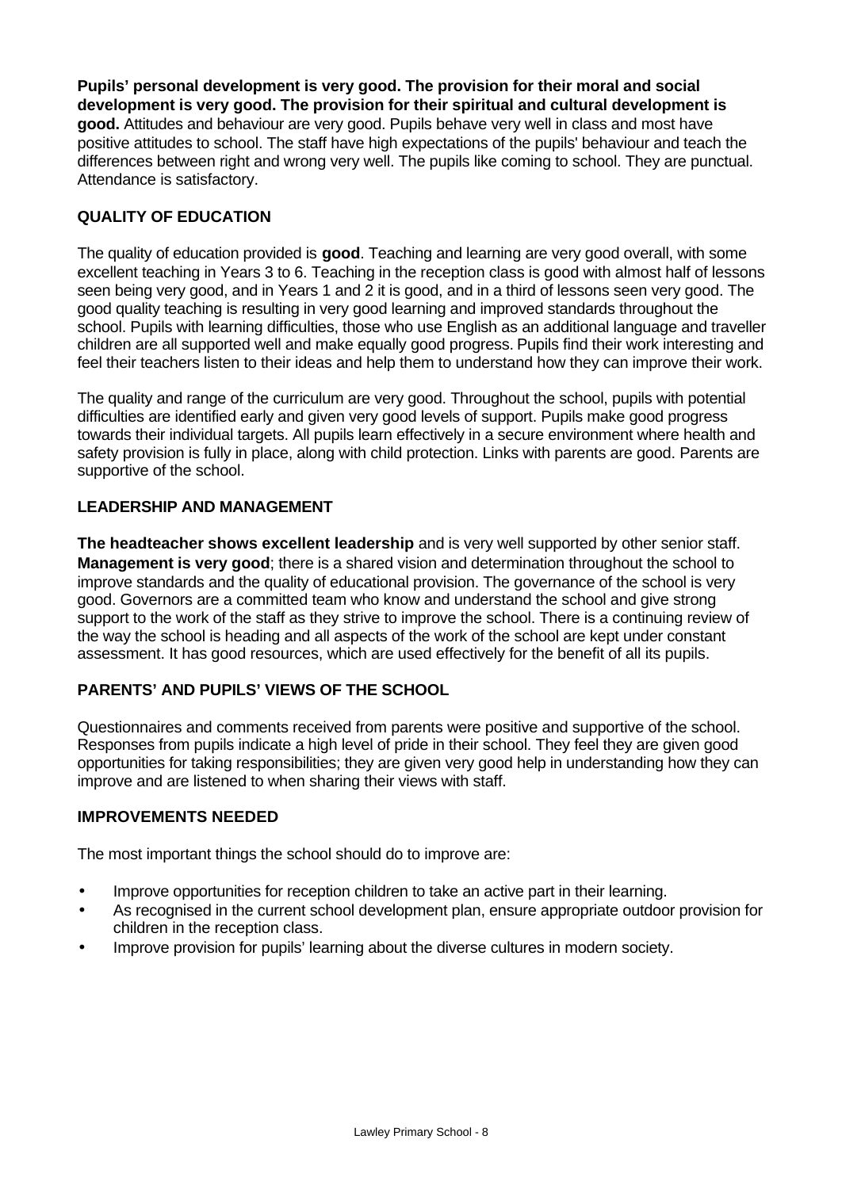**Pupils' personal development is very good. The provision for their moral and social development is very good. The provision for their spiritual and cultural development is good.** Attitudes and behaviour are very good. Pupils behave very well in class and most have positive attitudes to school. The staff have high expectations of the pupils' behaviour and teach the differences between right and wrong very well. The pupils like coming to school. They are punctual. Attendance is satisfactory.

## QUALITY OF EDUCATION

The quality of education provided is **good**. Teaching and learning are very good overall, with some excellent teaching in Years 3 to 6. Teaching in the reception class is good with almost half of lessons seen being very good, and in Years 1 and 2 it is good, and in a third of lessons seen very good. The good quality teaching is resulting in very good learning and improved standards throughout the school. Pupils with learning difficulties, those who use English as an additional language and traveller children are all supported well and make equally good progress. Pupils find their work interesting and feel their teachers listen to their ideas and help them to understand how they can improve their work.

The quality and range of the curriculum are very good. Throughout the school, pupils with potential difficulties are identified early and given very good levels of support. Pupils make good progress towards their individual targets. All pupils learn effectively in a secure environment where health and safety provision is fully in place, along with child protection. Links with parents are good. Parents are supportive of the school.

## LEADERSHIP AND MANAGEMENT

**The headteacher shows excellent leadership** and is very well supported by other senior staff. **Management is very good**; there is a shared vision and determination throughout the school to improve standards and the quality of educational provision. The governance of the school is very good. Governors are a committed team who know and understand the school and give strong support to the work of the staff as they strive to improve the school. There is a continuing review of the way the school is heading and all aspects of the work of the school are kept under constant assessment. It has good resources, which are used effectively for the benefit of all its pupils.

## PARENTS' AND PUPILS' VIEWS OF THE SCHOOL

Questionnaires and comments received from parents were positive and supportive of the school. Responses from pupils indicate a high level of pride in their school. They feel they are given good opportunities for taking responsibilities; they are given very good help in understanding how they can improve and are listened to when sharing their views with staff.

## IMPROVEMENTS NEEDED

The most important things the school should do to improve are:

- Improve opportunities for reception children to take an active part in their learning.
- As recognised in the current school development plan, ensure appropriate outdoor provision for children in the reception class.
- Improve provision for pupils' learning about the diverse cultures in modern society.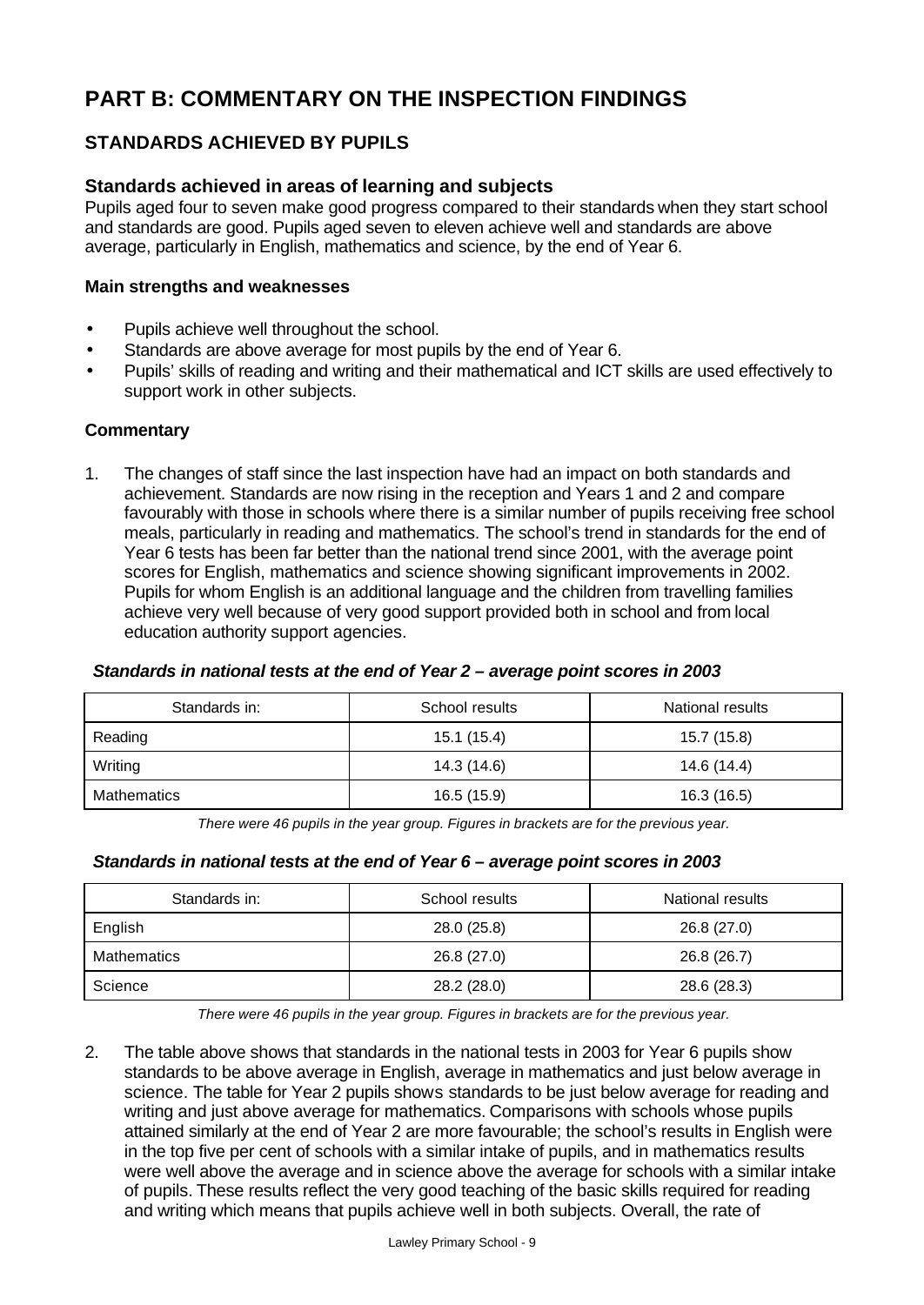# PART B: COMMENTARY ON THE INSPECTION FINDINGS

## STANDARDS ACHIEVED BY PUPILS

### Standards achieved in areas of learning and subjects

Pupils aged four to seven make good progress compared to their standards when they start school and standards are good. Pupils aged seven to eleven achieve well and standards are above average, particularly in English, mathematics and science, by the end of Year 6.

**Main strengths and weaknesses**

- Pupils achieve well throughout the school.
- Standards are above average for most pupils by the end of Year 6.
- Pupils' skills of reading and writing and their mathematical and ICT skills are used effectively to support work in other subjects.

**Commentary**

1. The changes of staff since the last inspection have had an impact on both standards and achievement. Standards are now rising in the reception and Years 1 and 2 and compare favourably with those in schools where there is a similar number of pupils receiving free school meals, particularly in reading and mathematics. The school's trend in standards for the end of Year 6 tests has been far better than the national trend since 2001, with the average point scores for English, mathematics and science showing significant improvements in 2002. Pupils for whom English is an additional language and the children from travelling families achieve very well because of very good support provided both in school and from local education authority support agencies.

***Standards in national tests at the end of Year 2 – average point scores in 2003***

| Standards in: | School results | National results |
|---|---|---|
| Reading | 15.1 (15.4) | 15.7 (15.8) |
| Writing | 14.3 (14.6) | 14.6 (14.4) |
| Mathematics | 16.5 (15.9) | 16.3 (16.5) |

*There were 46 pupils in the year group. Figures in brackets are for the previous year.*

***Standards in national tests at the end of Year 6 – average point scores in 2003***

| Standards in: | School results | National results |
|---|---|---|
| English | 28.0 (25.8) | 26.8 (27.0) |
| Mathematics | 26.8 (27.0) | 26.8 (26.7) |
| Science | 28.2 (28.0) | 28.6 (28.3) |

*There were 46 pupils in the year group. Figures in brackets are for the previous year.*

2. The table above shows that standards in the national tests in 2003 for Year 6 pupils show standards to be above average in English, average in mathematics and just below average in science. The table for Year 2 pupils shows standards to be just below average for reading and writing and just above average for mathematics. Comparisons with schools whose pupils attained similarly at the end of Year 2 are more favourable; the school's results in English were in the top five per cent of schools with a similar intake of pupils, and in mathematics results were well above the average and in science above the average for schools with a similar intake of pupils. These results reflect the very good teaching of the basic skills required for reading and writing which means that pupils achieve well in both subjects. Overall, the rate of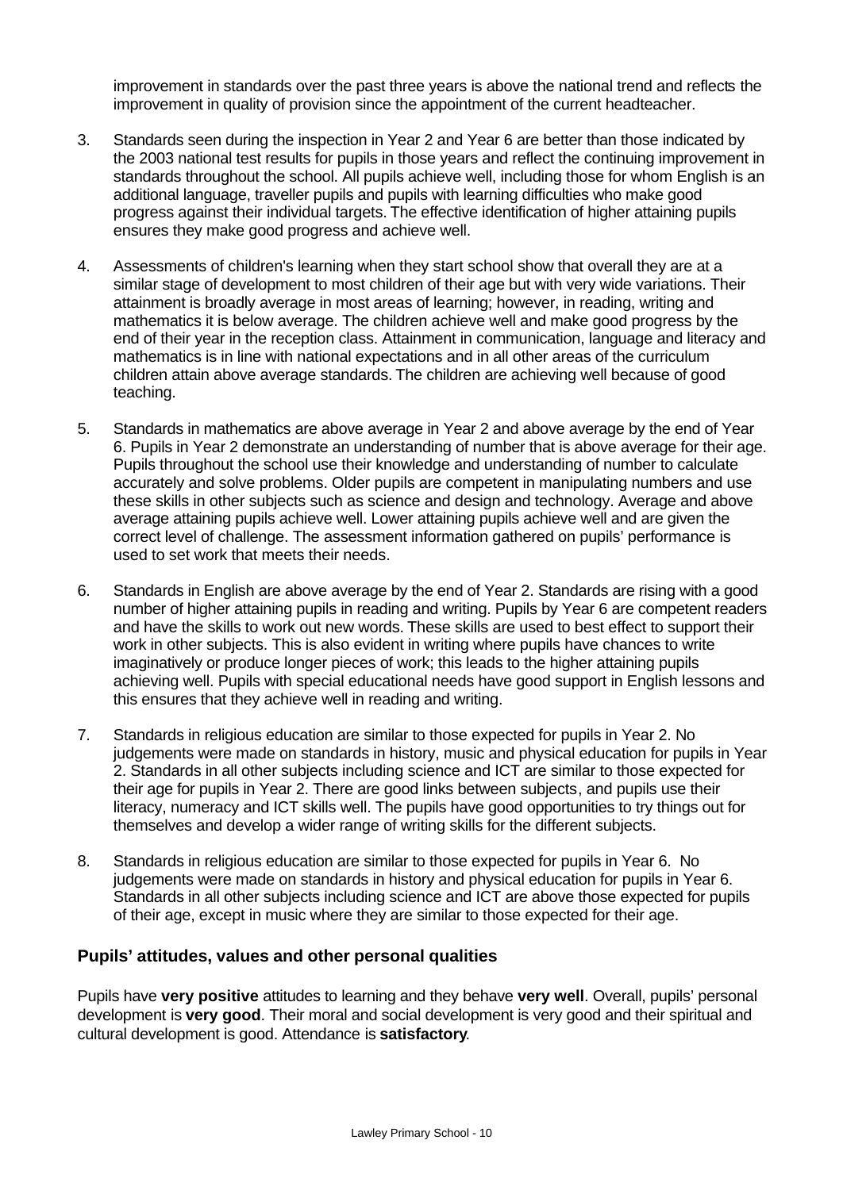improvement in standards over the past three years is above the national trend and reflects the improvement in quality of provision since the appointment of the current headteacher.

3. Standards seen during the inspection in Year 2 and Year 6 are better than those indicated by the 2003 national test results for pupils in those years and reflect the continuing improvement in standards throughout the school. All pupils achieve well, including those for whom English is an additional language, traveller pupils and pupils with learning difficulties who make good progress against their individual targets. The effective identification of higher attaining pupils ensures they make good progress and achieve well.

4. Assessments of children's learning when they start school show that overall they are at a similar stage of development to most children of their age but with very wide variations. Their attainment is broadly average in most areas of learning; however, in reading, writing and mathematics it is below average. The children achieve well and make good progress by the end of their year in the reception class. Attainment in communication, language and literacy and mathematics is in line with national expectations and in all other areas of the curriculum children attain above average standards. The children are achieving well because of good teaching.

5. Standards in mathematics are above average in Year 2 and above average by the end of Year 6. Pupils in Year 2 demonstrate an understanding of number that is above average for their age. Pupils throughout the school use their knowledge and understanding of number to calculate accurately and solve problems. Older pupils are competent in manipulating numbers and use these skills in other subjects such as science and design and technology. Average and above average attaining pupils achieve well. Lower attaining pupils achieve well and are given the correct level of challenge. The assessment information gathered on pupils' performance is used to set work that meets their needs.

6. Standards in English are above average by the end of Year 2. Standards are rising with a good number of higher attaining pupils in reading and writing. Pupils by Year 6 are competent readers and have the skills to work out new words. These skills are used to best effect to support their work in other subjects. This is also evident in writing where pupils have chances to write imaginatively or produce longer pieces of work; this leads to the higher attaining pupils achieving well. Pupils with special educational needs have good support in English lessons and this ensures that they achieve well in reading and writing.

7. Standards in religious education are similar to those expected for pupils in Year 2. No judgements were made on standards in history, music and physical education for pupils in Year 2. Standards in all other subjects including science and ICT are similar to those expected for their age for pupils in Year 2. There are good links between subjects, and pupils use their literacy, numeracy and ICT skills well. The pupils have good opportunities to try things out for themselves and develop a wider range of writing skills for the different subjects.

8. Standards in religious education are similar to those expected for pupils in Year 6. No judgements were made on standards in history and physical education for pupils in Year 6. Standards in all other subjects including science and ICT are above those expected for pupils of their age, except in music where they are similar to those expected for their age.

### Pupils' attitudes, values and other personal qualities

Pupils have **very positive** attitudes to learning and they behave **very well**. Overall, pupils' personal development is **very good**. Their moral and social development is very good and their spiritual and cultural development is good. Attendance is **satisfactory**.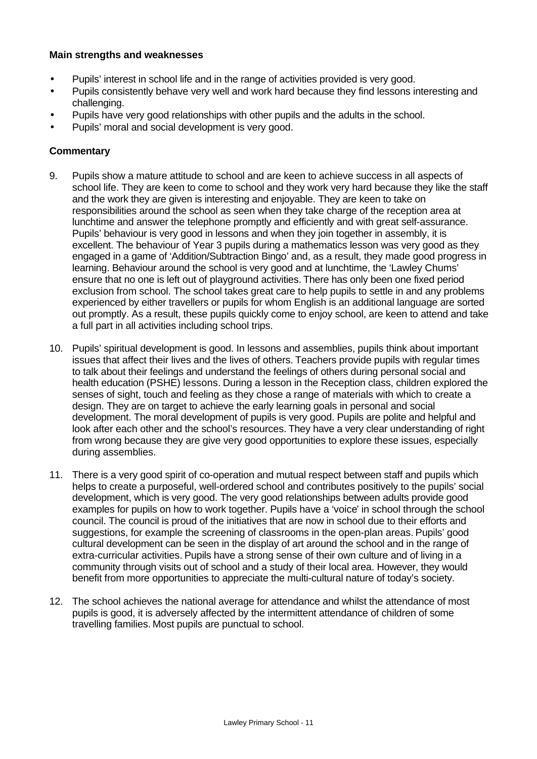**Main strengths and weaknesses**

- Pupils' interest in school life and in the range of activities provided is very good.
- Pupils consistently behave very well and work hard because they find lessons interesting and challenging.
- Pupils have very good relationships with other pupils and the adults in the school.
- Pupils' moral and social development is very good.

**Commentary**

9. Pupils show a mature attitude to school and are keen to achieve success in all aspects of school life. They are keen to come to school and they work very hard because they like the staff and the work they are given is interesting and enjoyable. They are keen to take on responsibilities around the school as seen when they take charge of the reception area at lunchtime and answer the telephone promptly and efficiently and with great self-assurance. Pupils' behaviour is very good in lessons and when they join together in assembly, it is excellent. The behaviour of Year 3 pupils during a mathematics lesson was very good as they engaged in a game of 'Addition/Subtraction Bingo' and, as a result, they made good progress in learning. Behaviour around the school is very good and at lunchtime, the 'Lawley Chums' ensure that no one is left out of playground activities. There has only been one fixed period exclusion from school. The school takes great care to help pupils to settle in and any problems experienced by either travellers or pupils for whom English is an additional language are sorted out promptly. As a result, these pupils quickly come to enjoy school, are keen to attend and take a full part in all activities including school trips.

10. Pupils' spiritual development is good. In lessons and assemblies, pupils think about important issues that affect their lives and the lives of others. Teachers provide pupils with regular times to talk about their feelings and understand the feelings of others during personal social and health education (PSHE) lessons. During a lesson in the Reception class, children explored the senses of sight, touch and feeling as they chose a range of materials with which to create a design. They are on target to achieve the early learning goals in personal and social development. The moral development of pupils is very good. Pupils are polite and helpful and look after each other and the school's resources. They have a very clear understanding of right from wrong because they are give very good opportunities to explore these issues, especially during assemblies.

11. There is a very good spirit of co-operation and mutual respect between staff and pupils which helps to create a purposeful, well-ordered school and contributes positively to the pupils' social development, which is very good. The very good relationships between adults provide good examples for pupils on how to work together. Pupils have a 'voice' in school through the school council. The council is proud of the initiatives that are now in school due to their efforts and suggestions, for example the screening of classrooms in the open-plan areas. Pupils' good cultural development can be seen in the display of art around the school and in the range of extra-curricular activities. Pupils have a strong sense of their own culture and of living in a community through visits out of school and a study of their local area. However, they would benefit from more opportunities to appreciate the multi-cultural nature of today's society.

12. The school achieves the national average for attendance and whilst the attendance of most pupils is good, it is adversely affected by the intermittent attendance of children of some travelling families. Most pupils are punctual to school.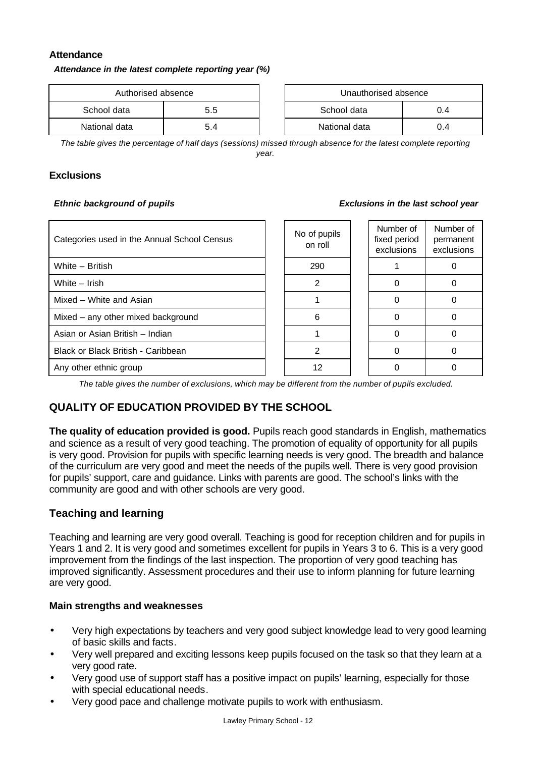### Attendance

***Attendance in the latest complete reporting year (%)***

| Authorised absence | |
|---|---|
| School data | 5.5 |
| National data | 5.4 |

| Unauthorised absence | |
|---|---|
| School data | 0.4 |
| National data | 0.4 |

*The table gives the percentage of half days (sessions) missed through absence for the latest complete reporting year.*

### Exclusions

***Ethnic background of pupils*** ***Exclusions in the last school year***

| Categories used in the Annual School Census | No of pupils on roll | Number of fixed period exclusions | Number of permanent exclusions |
|---|---|---|---|
| White – British | 290 | 1 | 0 |
| White – Irish | 2 | 0 | 0 |
| Mixed – White and Asian | 1 | 0 | 0 |
| Mixed – any other mixed background | 6 | 0 | 0 |
| Asian or Asian British – Indian | 1 | 0 | 0 |
| Black or Black British - Caribbean | 2 | 0 | 0 |
| Any other ethnic group | 12 | 0 | 0 |

*The table gives the number of exclusions, which may be different from the number of pupils excluded.*

## QUALITY OF EDUCATION PROVIDED BY THE SCHOOL

**The quality of education provided is good.** Pupils reach good standards in English, mathematics and science as a result of very good teaching. The promotion of equality of opportunity for all pupils is very good. Provision for pupils with specific learning needs is very good. The breadth and balance of the curriculum are very good and meet the needs of the pupils well. There is very good provision for pupils' support, care and guidance. Links with parents are good. The school's links with the community are good and with other schools are very good.

## Teaching and learning

Teaching and learning are very good overall. Teaching is good for reception children and for pupils in Years 1 and 2. It is very good and sometimes excellent for pupils in Years 3 to 6. This is a very good improvement from the findings of the last inspection. The proportion of very good teaching has improved significantly. Assessment procedures and their use to inform planning for future learning are very good.

### Main strengths and weaknesses

- Very high expectations by teachers and very good subject knowledge lead to very good learning of basic skills and facts.
- Very well prepared and exciting lessons keep pupils focused on the task so that they learn at a very good rate.
- Very good use of support staff has a positive impact on pupils' learning, especially for those with special educational needs.
- Very good pace and challenge motivate pupils to work with enthusiasm.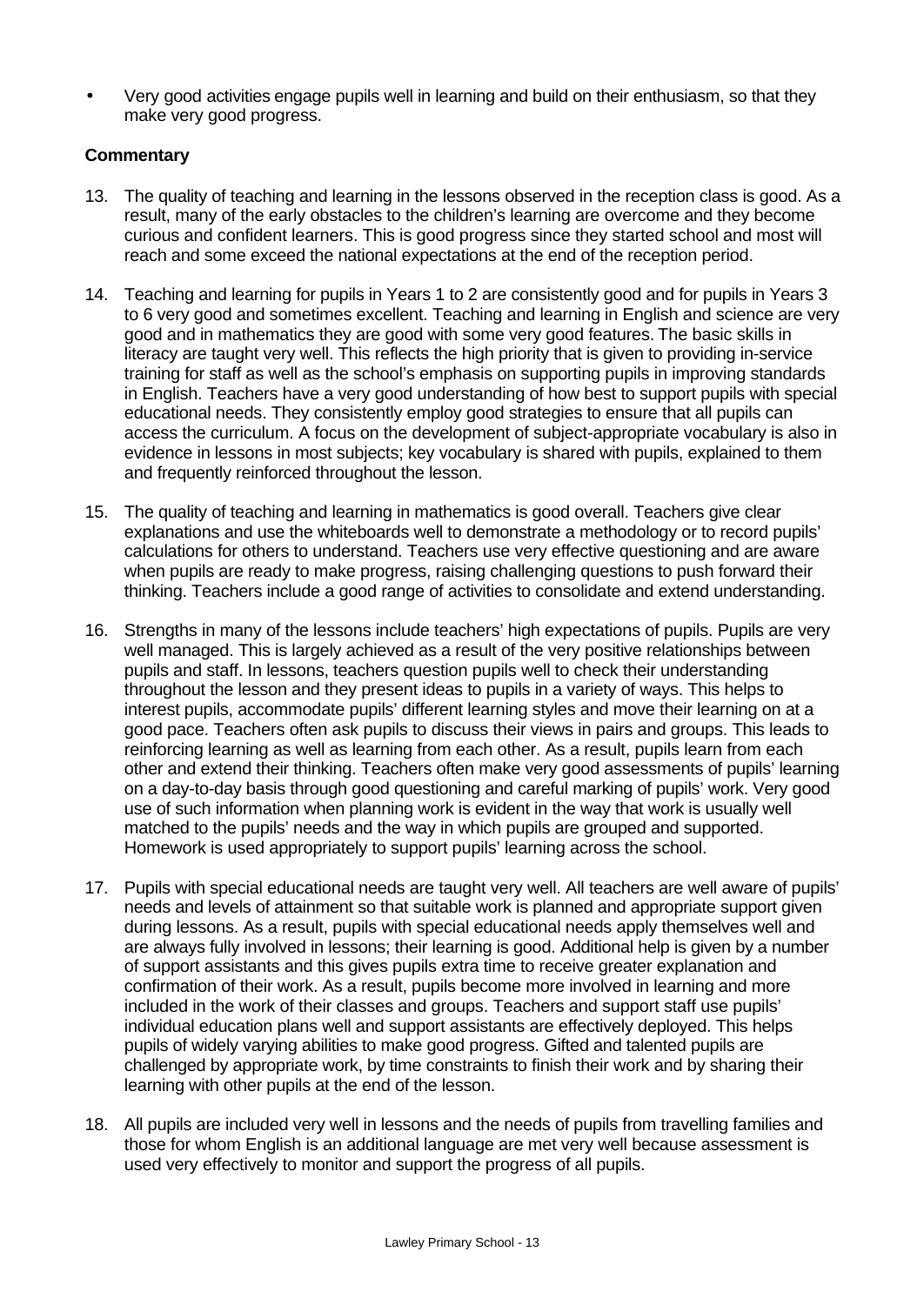- Very good activities engage pupils well in learning and build on their enthusiasm, so that they make very good progress.

**Commentary**

13. The quality of teaching and learning in the lessons observed in the reception class is good. As a result, many of the early obstacles to the children's learning are overcome and they become curious and confident learners. This is good progress since they started school and most will reach and some exceed the national expectations at the end of the reception period.

14. Teaching and learning for pupils in Years 1 to 2 are consistently good and for pupils in Years 3 to 6 very good and sometimes excellent. Teaching and learning in English and science are very good and in mathematics they are good with some very good features. The basic skills in literacy are taught very well. This reflects the high priority that is given to providing in-service training for staff as well as the school's emphasis on supporting pupils in improving standards in English. Teachers have a very good understanding of how best to support pupils with special educational needs. They consistently employ good strategies to ensure that all pupils can access the curriculum. A focus on the development of subject-appropriate vocabulary is also in evidence in lessons in most subjects; key vocabulary is shared with pupils, explained to them and frequently reinforced throughout the lesson.

15. The quality of teaching and learning in mathematics is good overall. Teachers give clear explanations and use the whiteboards well to demonstrate a methodology or to record pupils' calculations for others to understand. Teachers use very effective questioning and are aware when pupils are ready to make progress, raising challenging questions to push forward their thinking. Teachers include a good range of activities to consolidate and extend understanding.

16. Strengths in many of the lessons include teachers' high expectations of pupils. Pupils are very well managed. This is largely achieved as a result of the very positive relationships between pupils and staff. In lessons, teachers question pupils well to check their understanding throughout the lesson and they present ideas to pupils in a variety of ways. This helps to interest pupils, accommodate pupils' different learning styles and move their learning on at a good pace. Teachers often ask pupils to discuss their views in pairs and groups. This leads to reinforcing learning as well as learning from each other. As a result, pupils learn from each other and extend their thinking. Teachers often make very good assessments of pupils' learning on a day-to-day basis through good questioning and careful marking of pupils' work. Very good use of such information when planning work is evident in the way that work is usually well matched to the pupils' needs and the way in which pupils are grouped and supported. Homework is used appropriately to support pupils' learning across the school.

17. Pupils with special educational needs are taught very well. All teachers are well aware of pupils' needs and levels of attainment so that suitable work is planned and appropriate support given during lessons. As a result, pupils with special educational needs apply themselves well and are always fully involved in lessons; their learning is good. Additional help is given by a number of support assistants and this gives pupils extra time to receive greater explanation and confirmation of their work. As a result, pupils become more involved in learning and more included in the work of their classes and groups. Teachers and support staff use pupils' individual education plans well and support assistants are effectively deployed. This helps pupils of widely varying abilities to make good progress. Gifted and talented pupils are challenged by appropriate work, by time constraints to finish their work and by sharing their learning with other pupils at the end of the lesson.

18. All pupils are included very well in lessons and the needs of pupils from travelling families and those for whom English is an additional language are met very well because assessment is used very effectively to monitor and support the progress of all pupils.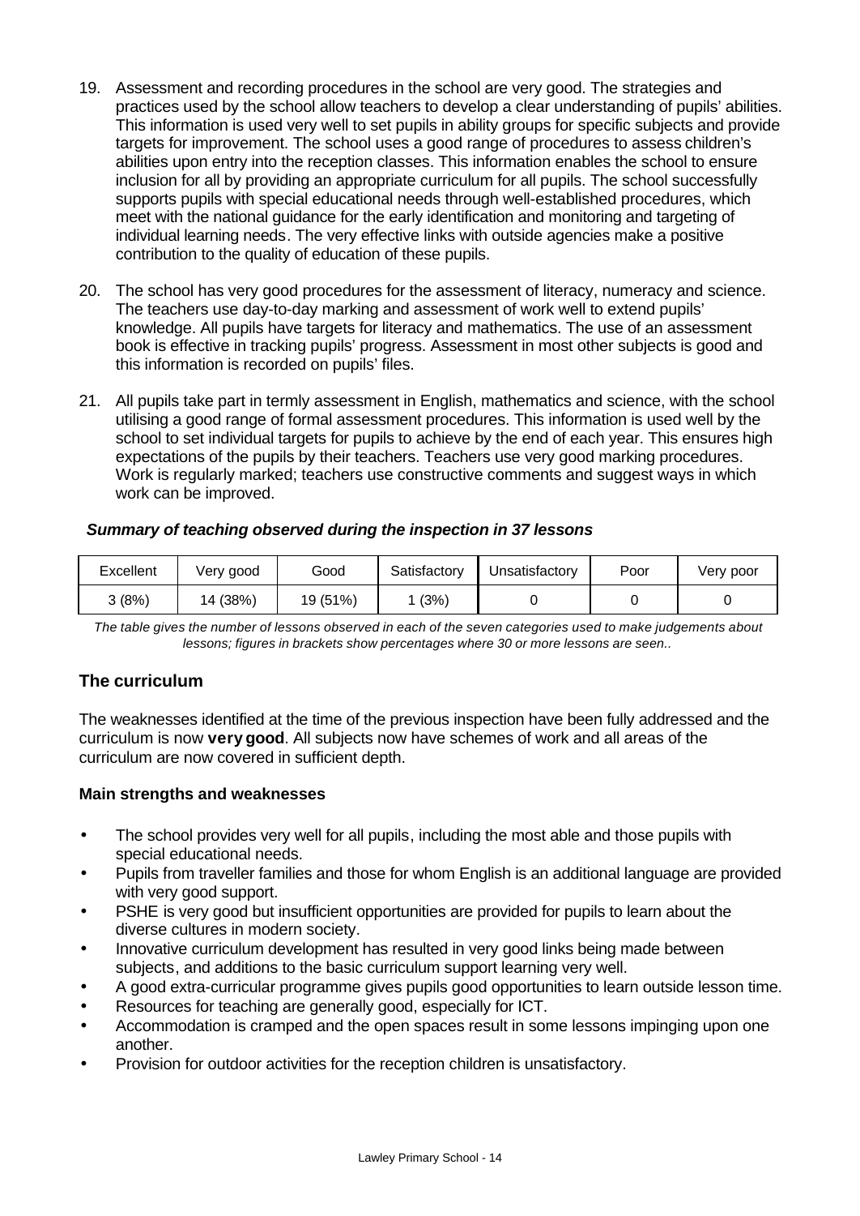19. Assessment and recording procedures in the school are very good. The strategies and practices used by the school allow teachers to develop a clear understanding of pupils' abilities. This information is used very well to set pupils in ability groups for specific subjects and provide targets for improvement. The school uses a good range of procedures to assess children's abilities upon entry into the reception classes. This information enables the school to ensure inclusion for all by providing an appropriate curriculum for all pupils. The school successfully supports pupils with special educational needs through well-established procedures, which meet with the national guidance for the early identification and monitoring and targeting of individual learning needs. The very effective links with outside agencies make a positive contribution to the quality of education of these pupils.

20. The school has very good procedures for the assessment of literacy, numeracy and science. The teachers use day-to-day marking and assessment of work well to extend pupils' knowledge. All pupils have targets for literacy and mathematics. The use of an assessment book is effective in tracking pupils' progress. Assessment in most other subjects is good and this information is recorded on pupils' files.

21. All pupils take part in termly assessment in English, mathematics and science, with the school utilising a good range of formal assessment procedures. This information is used well by the school to set individual targets for pupils to achieve by the end of each year. This ensures high expectations of the pupils by their teachers. Teachers use very good marking procedures. Work is regularly marked; teachers use constructive comments and suggest ways in which work can be improved.

***Summary of teaching observed during the inspection in 37 lessons***

| Excellent | Very good | Good | Satisfactory | Unsatisfactory | Poor | Very poor |
|---|---|---|---|---|---|---|
| 3 (8%) | 14 (38%) | 19 (51%) | 1 (3%) | 0 | 0 | 0 |

*The table gives the number of lessons observed in each of the seven categories used to make judgements about lessons; figures in brackets show percentages where 30 or more lessons are seen..*

## The curriculum

The weaknesses identified at the time of the previous inspection have been fully addressed and the curriculum is now **very good**. All subjects now have schemes of work and all areas of the curriculum are now covered in sufficient depth.

**Main strengths and weaknesses**

- The school provides very well for all pupils, including the most able and those pupils with special educational needs.
- Pupils from traveller families and those for whom English is an additional language are provided with very good support.
- PSHE is very good but insufficient opportunities are provided for pupils to learn about the diverse cultures in modern society.
- Innovative curriculum development has resulted in very good links being made between subjects, and additions to the basic curriculum support learning very well.
- A good extra-curricular programme gives pupils good opportunities to learn outside lesson time.
- Resources for teaching are generally good, especially for ICT.
- Accommodation is cramped and the open spaces result in some lessons impinging upon one another.
- Provision for outdoor activities for the reception children is unsatisfactory.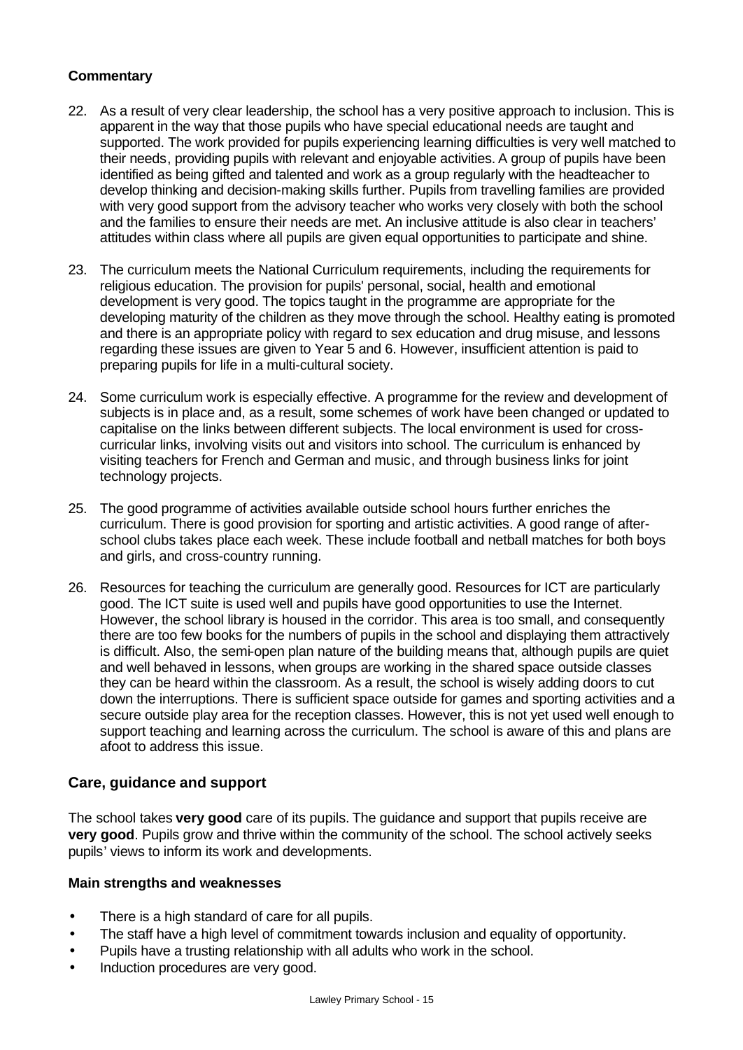**Commentary**

22. As a result of very clear leadership, the school has a very positive approach to inclusion. This is apparent in the way that those pupils who have special educational needs are taught and supported. The work provided for pupils experiencing learning difficulties is very well matched to their needs, providing pupils with relevant and enjoyable activities. A group of pupils have been identified as being gifted and talented and work as a group regularly with the headteacher to develop thinking and decision-making skills further. Pupils from travelling families are provided with very good support from the advisory teacher who works very closely with both the school and the families to ensure their needs are met. An inclusive attitude is also clear in teachers' attitudes within class where all pupils are given equal opportunities to participate and shine.

23. The curriculum meets the National Curriculum requirements, including the requirements for religious education. The provision for pupils' personal, social, health and emotional development is very good. The topics taught in the programme are appropriate for the developing maturity of the children as they move through the school. Healthy eating is promoted and there is an appropriate policy with regard to sex education and drug misuse, and lessons regarding these issues are given to Year 5 and 6. However, insufficient attention is paid to preparing pupils for life in a multi-cultural society.

24. Some curriculum work is especially effective. A programme for the review and development of subjects is in place and, as a result, some schemes of work have been changed or updated to capitalise on the links between different subjects. The local environment is used for cross-curricular links, involving visits out and visitors into school. The curriculum is enhanced by visiting teachers for French and German and music, and through business links for joint technology projects.

25. The good programme of activities available outside school hours further enriches the curriculum. There is good provision for sporting and artistic activities. A good range of after-school clubs takes place each week. These include football and netball matches for both boys and girls, and cross-country running.

26. Resources for teaching the curriculum are generally good. Resources for ICT are particularly good. The ICT suite is used well and pupils have good opportunities to use the Internet. However, the school library is housed in the corridor. This area is too small, and consequently there are too few books for the numbers of pupils in the school and displaying them attractively is difficult. Also, the semi-open plan nature of the building means that, although pupils are quiet and well behaved in lessons, when groups are working in the shared space outside classes they can be heard within the classroom. As a result, the school is wisely adding doors to cut down the interruptions. There is sufficient space outside for games and sporting activities and a secure outside play area for the reception classes. However, this is not yet used well enough to support teaching and learning across the curriculum. The school is aware of this and plans are afoot to address this issue.

## Care, guidance and support

The school takes **very good** care of its pupils. The guidance and support that pupils receive are **very good**. Pupils grow and thrive within the community of the school. The school actively seeks pupils' views to inform its work and developments.

**Main strengths and weaknesses**

- There is a high standard of care for all pupils.
- The staff have a high level of commitment towards inclusion and equality of opportunity.
- Pupils have a trusting relationship with all adults who work in the school.
- Induction procedures are very good.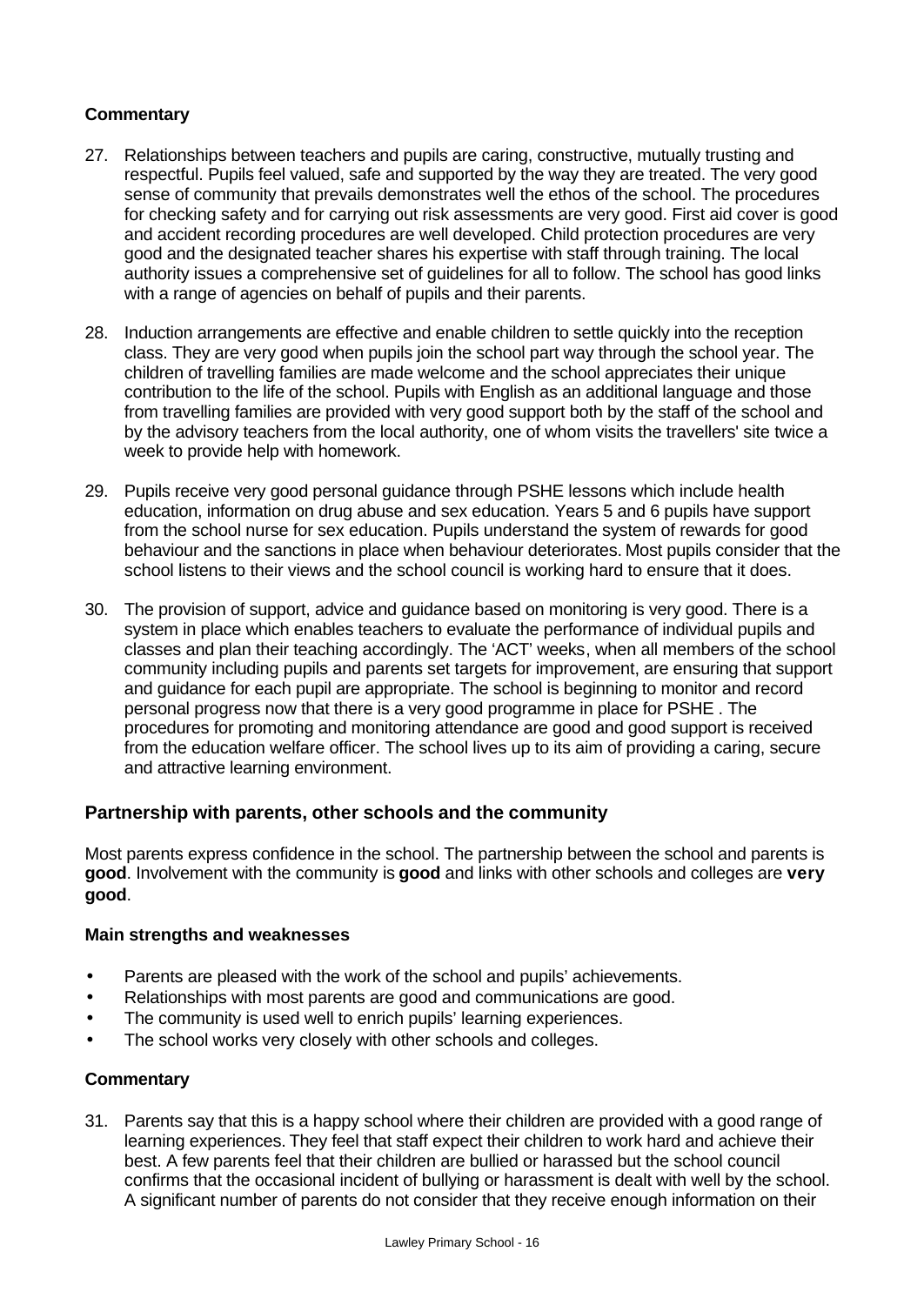### Commentary

27. Relationships between teachers and pupils are caring, constructive, mutually trusting and respectful. Pupils feel valued, safe and supported by the way they are treated. The very good sense of community that prevails demonstrates well the ethos of the school. The procedures for checking safety and for carrying out risk assessments are very good. First aid cover is good and accident recording procedures are well developed. Child protection procedures are very good and the designated teacher shares his expertise with staff through training. The local authority issues a comprehensive set of guidelines for all to follow. The school has good links with a range of agencies on behalf of pupils and their parents.

28. Induction arrangements are effective and enable children to settle quickly into the reception class. They are very good when pupils join the school part way through the school year. The children of travelling families are made welcome and the school appreciates their unique contribution to the life of the school. Pupils with English as an additional language and those from travelling families are provided with very good support both by the staff of the school and by the advisory teachers from the local authority, one of whom visits the travellers' site twice a week to provide help with homework.

29. Pupils receive very good personal guidance through PSHE lessons which include health education, information on drug abuse and sex education. Years 5 and 6 pupils have support from the school nurse for sex education. Pupils understand the system of rewards for good behaviour and the sanctions in place when behaviour deteriorates. Most pupils consider that the school listens to their views and the school council is working hard to ensure that it does.

30. The provision of support, advice and guidance based on monitoring is very good. There is a system in place which enables teachers to evaluate the performance of individual pupils and classes and plan their teaching accordingly. The 'ACT' weeks, when all members of the school community including pupils and parents set targets for improvement, are ensuring that support and guidance for each pupil are appropriate. The school is beginning to monitor and record personal progress now that there is a very good programme in place for PSHE . The procedures for promoting and monitoring attendance are good and good support is received from the education welfare officer. The school lives up to its aim of providing a caring, secure and attractive learning environment.

## Partnership with parents, other schools and the community

Most parents express confidence in the school. The partnership between the school and parents is **good**. Involvement with the community is **good** and links with other schools and colleges are **very good**.

### Main strengths and weaknesses

- Parents are pleased with the work of the school and pupils' achievements.
- Relationships with most parents are good and communications are good.
- The community is used well to enrich pupils' learning experiences.
- The school works very closely with other schools and colleges.

### Commentary

31. Parents say that this is a happy school where their children are provided with a good range of learning experiences. They feel that staff expect their children to work hard and achieve their best. A few parents feel that their children are bullied or harassed but the school council confirms that the occasional incident of bullying or harassment is dealt with well by the school. A significant number of parents do not consider that they receive enough information on their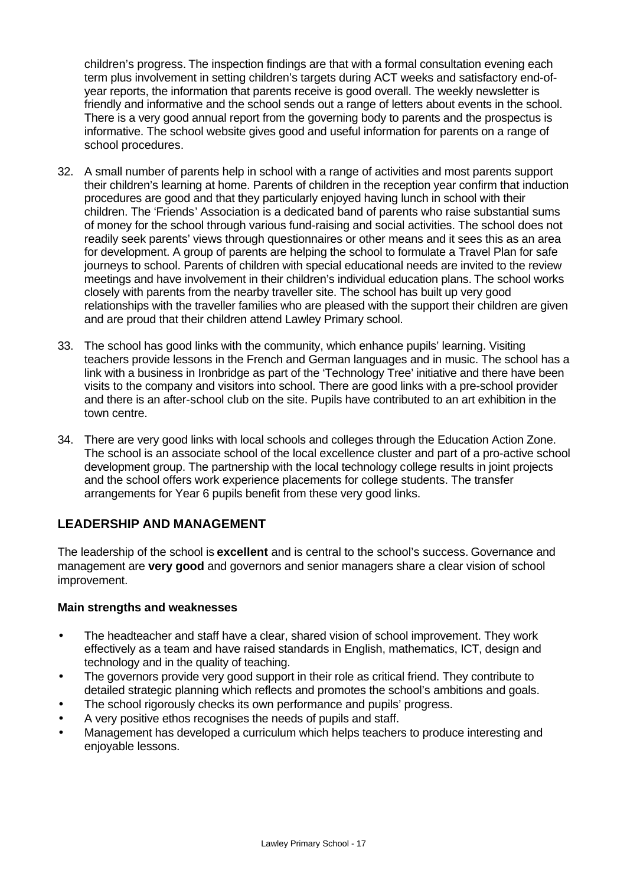children's progress. The inspection findings are that with a formal consultation evening each term plus involvement in setting children's targets during ACT weeks and satisfactory end-of-year reports, the information that parents receive is good overall. The weekly newsletter is friendly and informative and the school sends out a range of letters about events in the school. There is a very good annual report from the governing body to parents and the prospectus is informative. The school website gives good and useful information for parents on a range of school procedures.

32. A small number of parents help in school with a range of activities and most parents support their children's learning at home. Parents of children in the reception year confirm that induction procedures are good and that they particularly enjoyed having lunch in school with their children. The 'Friends' Association is a dedicated band of parents who raise substantial sums of money for the school through various fund-raising and social activities. The school does not readily seek parents' views through questionnaires or other means and it sees this as an area for development. A group of parents are helping the school to formulate a Travel Plan for safe journeys to school. Parents of children with special educational needs are invited to the review meetings and have involvement in their children's individual education plans. The school works closely with parents from the nearby traveller site. The school has built up very good relationships with the traveller families who are pleased with the support their children are given and are proud that their children attend Lawley Primary school.

33. The school has good links with the community, which enhance pupils' learning. Visiting teachers provide lessons in the French and German languages and in music. The school has a link with a business in Ironbridge as part of the 'Technology Tree' initiative and there have been visits to the company and visitors into school. There are good links with a pre-school provider and there is an after-school club on the site. Pupils have contributed to an art exhibition in the town centre.

34. There are very good links with local schools and colleges through the Education Action Zone. The school is an associate school of the local excellence cluster and part of a pro-active school development group. The partnership with the local technology college results in joint projects and the school offers work experience placements for college students. The transfer arrangements for Year 6 pupils benefit from these very good links.

## LEADERSHIP AND MANAGEMENT

The leadership of the school is **excellent** and is central to the school's success. Governance and management are **very good** and governors and senior managers share a clear vision of school improvement.

### Main strengths and weaknesses

- The headteacher and staff have a clear, shared vision of school improvement. They work effectively as a team and have raised standards in English, mathematics, ICT, design and technology and in the quality of teaching.
- The governors provide very good support in their role as critical friend. They contribute to detailed strategic planning which reflects and promotes the school's ambitions and goals.
- The school rigorously checks its own performance and pupils' progress.
- A very positive ethos recognises the needs of pupils and staff.
- Management has developed a curriculum which helps teachers to produce interesting and enjoyable lessons.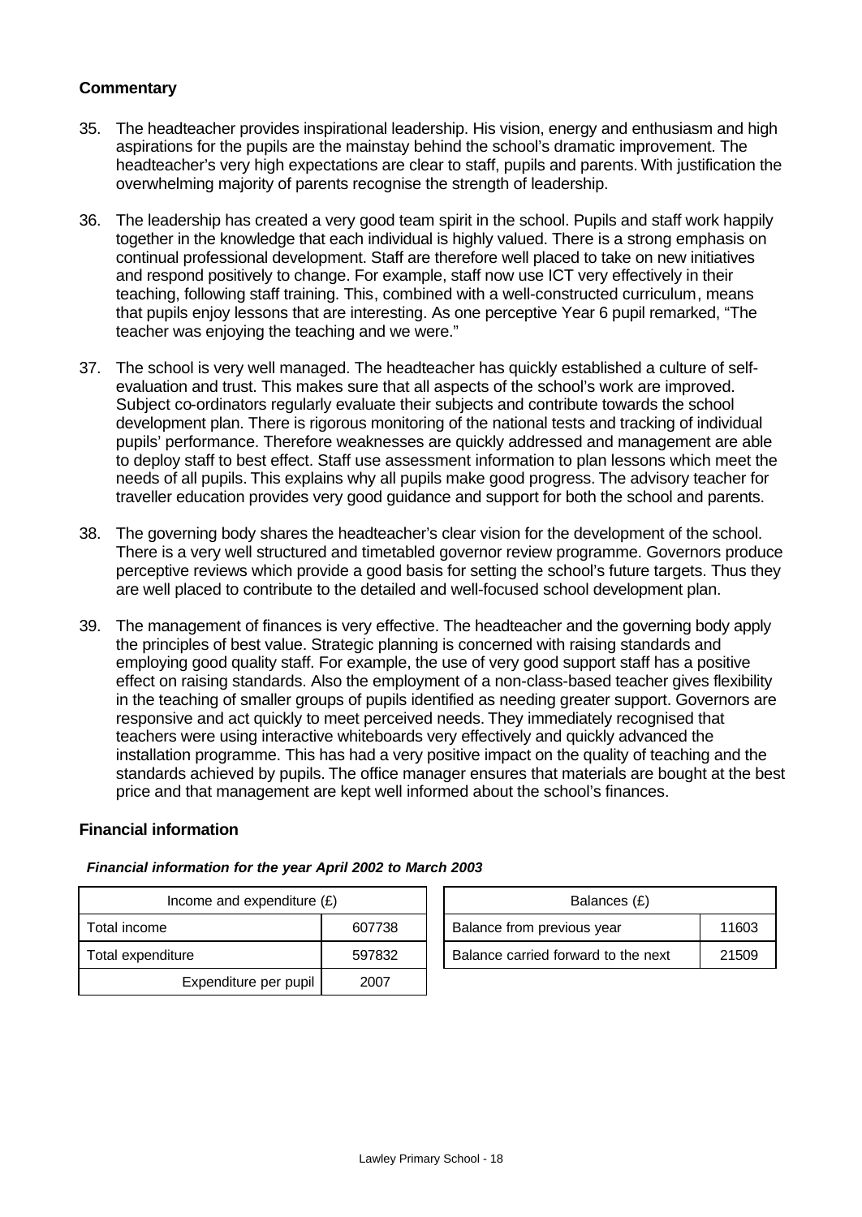### Commentary

35. The headteacher provides inspirational leadership. His vision, energy and enthusiasm and high aspirations for the pupils are the mainstay behind the school's dramatic improvement. The headteacher's very high expectations are clear to staff, pupils and parents. With justification the overwhelming majority of parents recognise the strength of leadership.

36. The leadership has created a very good team spirit in the school. Pupils and staff work happily together in the knowledge that each individual is highly valued. There is a strong emphasis on continual professional development. Staff are therefore well placed to take on new initiatives and respond positively to change. For example, staff now use ICT very effectively in their teaching, following staff training. This, combined with a well-constructed curriculum, means that pupils enjoy lessons that are interesting. As one perceptive Year 6 pupil remarked, "The teacher was enjoying the teaching and we were."

37. The school is very well managed. The headteacher has quickly established a culture of self-evaluation and trust. This makes sure that all aspects of the school's work are improved. Subject co-ordinators regularly evaluate their subjects and contribute towards the school development plan. There is rigorous monitoring of the national tests and tracking of individual pupils' performance. Therefore weaknesses are quickly addressed and management are able to deploy staff to best effect. Staff use assessment information to plan lessons which meet the needs of all pupils. This explains why all pupils make good progress. The advisory teacher for traveller education provides very good guidance and support for both the school and parents.

38. The governing body shares the headteacher's clear vision for the development of the school. There is a very well structured and timetabled governor review programme. Governors produce perceptive reviews which provide a good basis for setting the school's future targets. Thus they are well placed to contribute to the detailed and well-focused school development plan.

39. The management of finances is very effective. The headteacher and the governing body apply the principles of best value. Strategic planning is concerned with raising standards and employing good quality staff. For example, the use of very good support staff has a positive effect on raising standards. Also the employment of a non-class-based teacher gives flexibility in the teaching of smaller groups of pupils identified as needing greater support. Governors are responsive and act quickly to meet perceived needs. They immediately recognised that teachers were using interactive whiteboards very effectively and quickly advanced the installation programme. This has had a very positive impact on the quality of teaching and the standards achieved by pupils. The office manager ensures that materials are bought at the best price and that management are kept well informed about the school's finances.

### Financial information

***Financial information for the year April 2002 to March 2003***

| Income and expenditure (£) | |
|---|---|
| Total income | 607738 |
| Total expenditure | 597832 |
| Expenditure per pupil | 2007 |

| Balances (£) | |
|---|---|
| Balance from previous year | 11603 |
| Balance carried forward to the next | 21509 |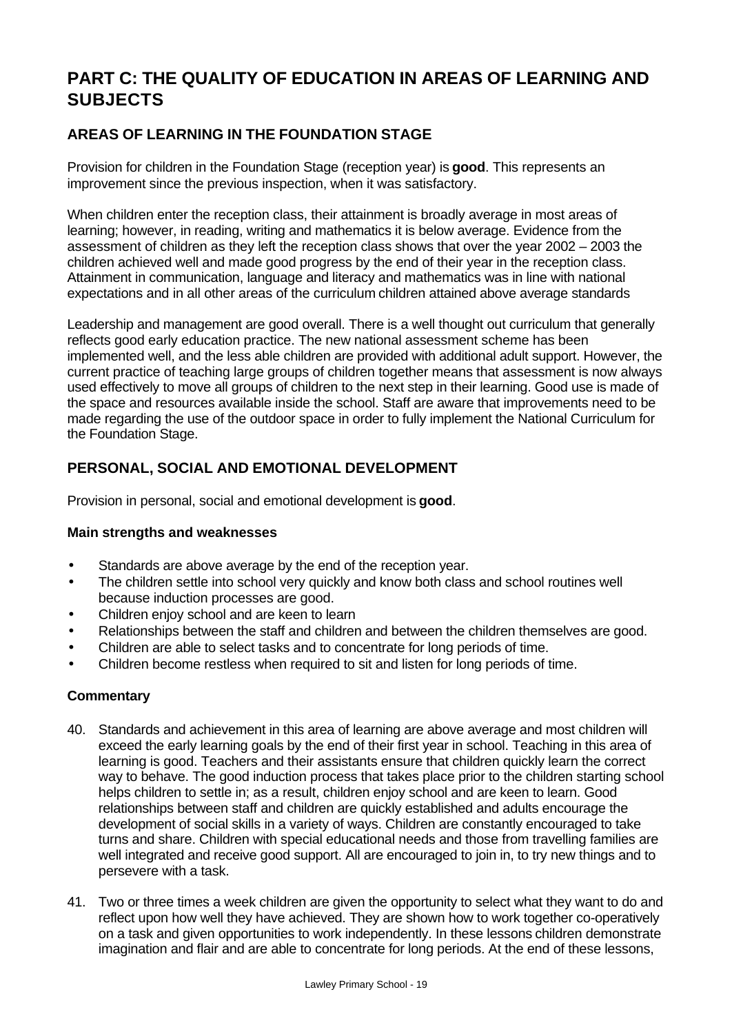# PART C: THE QUALITY OF EDUCATION IN AREAS OF LEARNING AND SUBJECTS

## AREAS OF LEARNING IN THE FOUNDATION STAGE

Provision for children in the Foundation Stage (reception year) is **good**. This represents an improvement since the previous inspection, when it was satisfactory.

When children enter the reception class, their attainment is broadly average in most areas of learning; however, in reading, writing and mathematics it is below average. Evidence from the assessment of children as they left the reception class shows that over the year 2002 – 2003 the children achieved well and made good progress by the end of their year in the reception class. Attainment in communication, language and literacy and mathematics was in line with national expectations and in all other areas of the curriculum children attained above average standards

Leadership and management are good overall. There is a well thought out curriculum that generally reflects good early education practice. The new national assessment scheme has been implemented well, and the less able children are provided with additional adult support. However, the current practice of teaching large groups of children together means that assessment is now always used effectively to move all groups of children to the next step in their learning. Good use is made of the space and resources available inside the school. Staff are aware that improvements need to be made regarding the use of the outdoor space in order to fully implement the National Curriculum for the Foundation Stage.

## PERSONAL, SOCIAL AND EMOTIONAL DEVELOPMENT

Provision in personal, social and emotional development is **good**.

### Main strengths and weaknesses

- Standards are above average by the end of the reception year.
- The children settle into school very quickly and know both class and school routines well because induction processes are good.
- Children enjoy school and are keen to learn
- Relationships between the staff and children and between the children themselves are good.
- Children are able to select tasks and to concentrate for long periods of time.
- Children become restless when required to sit and listen for long periods of time.

### Commentary

40. Standards and achievement in this area of learning are above average and most children will exceed the early learning goals by the end of their first year in school. Teaching in this area of learning is good. Teachers and their assistants ensure that children quickly learn the correct way to behave. The good induction process that takes place prior to the children starting school helps children to settle in; as a result, children enjoy school and are keen to learn. Good relationships between staff and children are quickly established and adults encourage the development of social skills in a variety of ways. Children are constantly encouraged to take turns and share. Children with special educational needs and those from travelling families are well integrated and receive good support. All are encouraged to join in, to try new things and to persevere with a task.

41. Two or three times a week children are given the opportunity to select what they want to do and reflect upon how well they have achieved. They are shown how to work together co-operatively on a task and given opportunities to work independently. In these lessons children demonstrate imagination and flair and are able to concentrate for long periods. At the end of these lessons,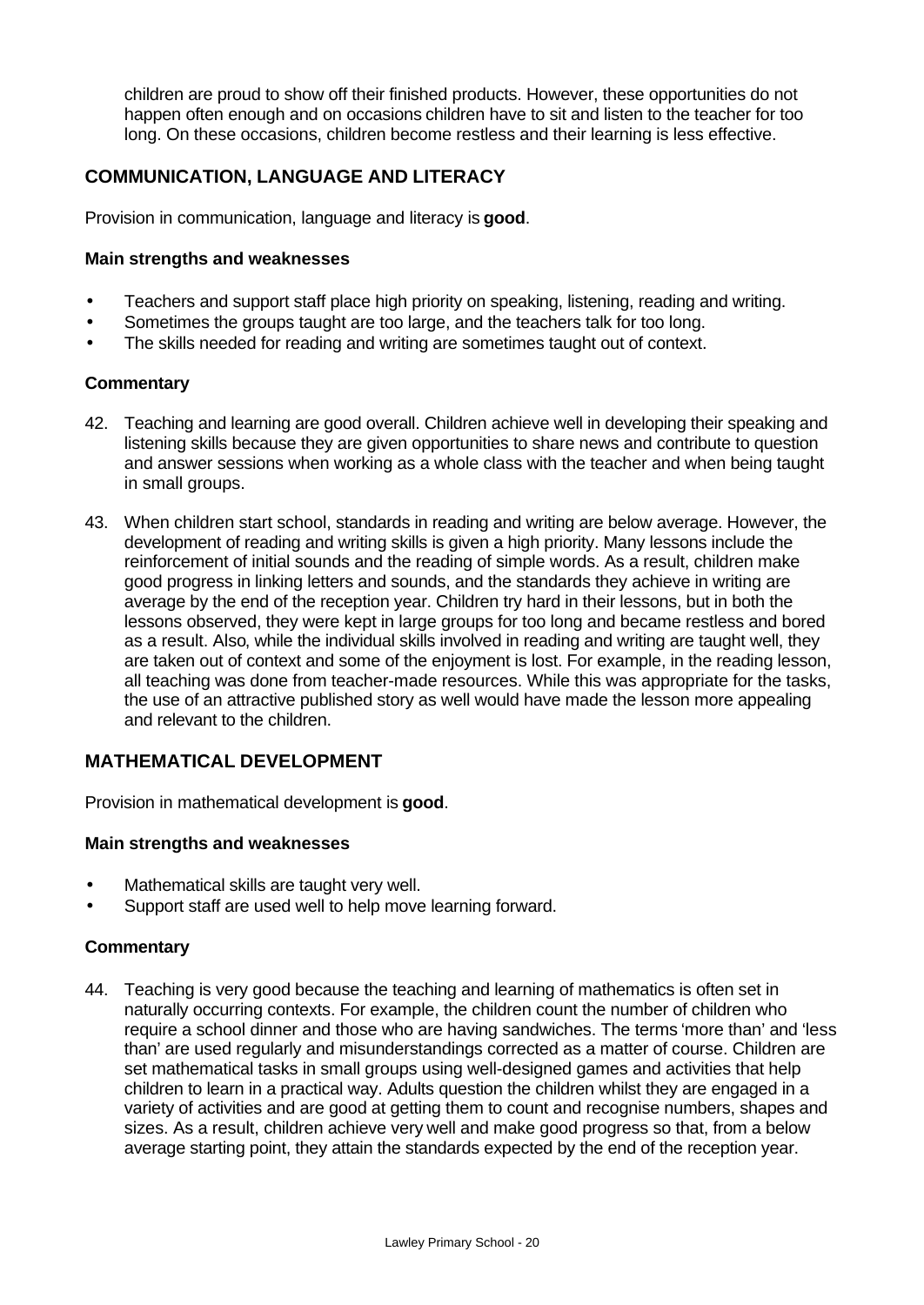children are proud to show off their finished products. However, these opportunities do not happen often enough and on occasions children have to sit and listen to the teacher for too long. On these occasions, children become restless and their learning is less effective.

## COMMUNICATION, LANGUAGE AND LITERACY

Provision in communication, language and literacy is **good**.

### Main strengths and weaknesses

- Teachers and support staff place high priority on speaking, listening, reading and writing.
- Sometimes the groups taught are too large, and the teachers talk for too long.
- The skills needed for reading and writing are sometimes taught out of context.

### Commentary

42. Teaching and learning are good overall. Children achieve well in developing their speaking and listening skills because they are given opportunities to share news and contribute to question and answer sessions when working as a whole class with the teacher and when being taught in small groups.

43. When children start school, standards in reading and writing are below average. However, the development of reading and writing skills is given a high priority. Many lessons include the reinforcement of initial sounds and the reading of simple words. As a result, children make good progress in linking letters and sounds, and the standards they achieve in writing are average by the end of the reception year. Children try hard in their lessons, but in both the lessons observed, they were kept in large groups for too long and became restless and bored as a result. Also, while the individual skills involved in reading and writing are taught well, they are taken out of context and some of the enjoyment is lost. For example, in the reading lesson, all teaching was done from teacher-made resources. While this was appropriate for the tasks, the use of an attractive published story as well would have made the lesson more appealing and relevant to the children.

## MATHEMATICAL DEVELOPMENT

Provision in mathematical development is **good**.

### Main strengths and weaknesses

- Mathematical skills are taught very well.
- Support staff are used well to help move learning forward.

### Commentary

44. Teaching is very good because the teaching and learning of mathematics is often set in naturally occurring contexts. For example, the children count the number of children who require a school dinner and those who are having sandwiches. The terms 'more than' and 'less than' are used regularly and misunderstandings corrected as a matter of course. Children are set mathematical tasks in small groups using well-designed games and activities that help children to learn in a practical way. Adults question the children whilst they are engaged in a variety of activities and are good at getting them to count and recognise numbers, shapes and sizes. As a result, children achieve very well and make good progress so that, from a below average starting point, they attain the standards expected by the end of the reception year.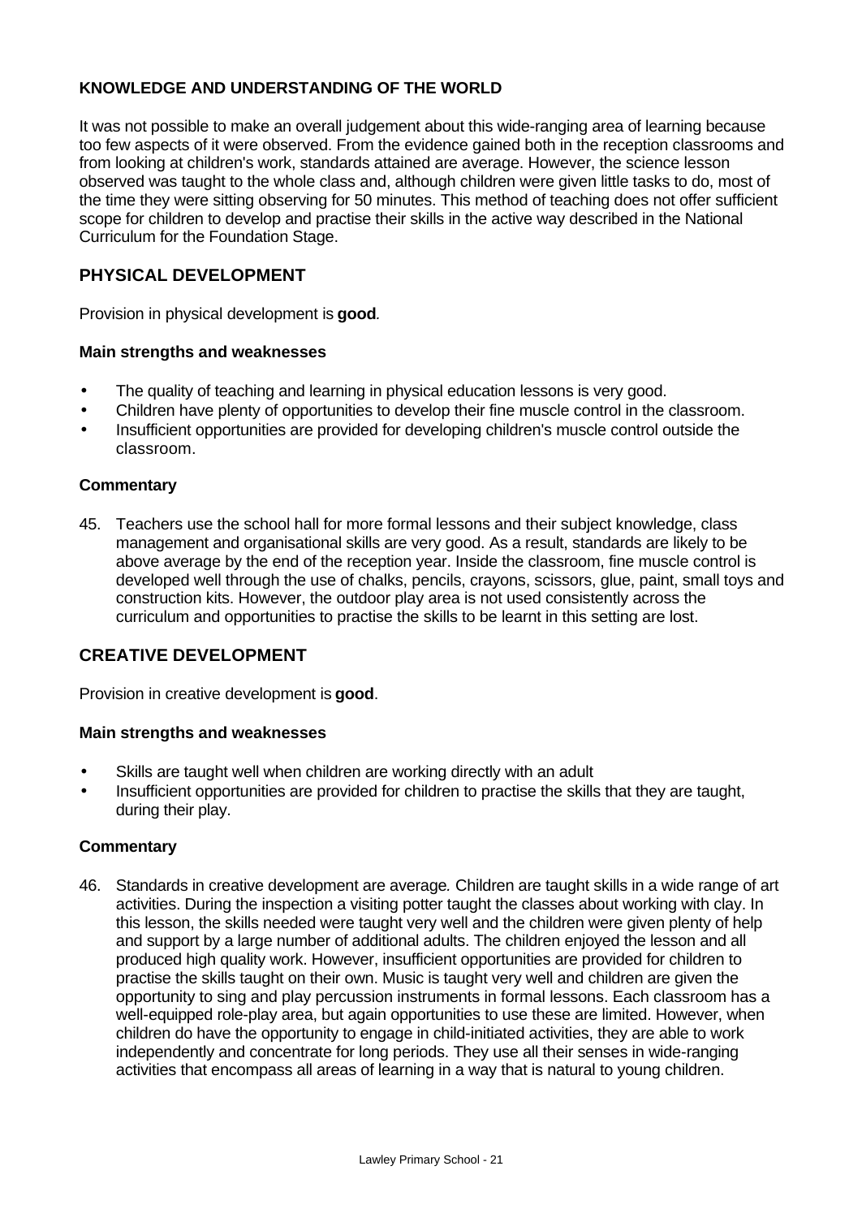**KNOWLEDGE AND UNDERSTANDING OF THE WORLD**

It was not possible to make an overall judgement about this wide-ranging area of learning because too few aspects of it were observed. From the evidence gained both in the reception classrooms and from looking at children's work, standards attained are average. However, the science lesson observed was taught to the whole class and, although children were given little tasks to do, most of the time they were sitting observing for 50 minutes. This method of teaching does not offer sufficient scope for children to develop and practise their skills in the active way described in the National Curriculum for the Foundation Stage.

## PHYSICAL DEVELOPMENT

Provision in physical development is **good**.

### Main strengths and weaknesses

- The quality of teaching and learning in physical education lessons is very good.
- Children have plenty of opportunities to develop their fine muscle control in the classroom.
- Insufficient opportunities are provided for developing children's muscle control outside the classroom.

### Commentary

45. Teachers use the school hall for more formal lessons and their subject knowledge, class management and organisational skills are very good. As a result, standards are likely to be above average by the end of the reception year. Inside the classroom, fine muscle control is developed well through the use of chalks, pencils, crayons, scissors, glue, paint, small toys and construction kits. However, the outdoor play area is not used consistently across the curriculum and opportunities to practise the skills to be learnt in this setting are lost.

## CREATIVE DEVELOPMENT

Provision in creative development is **good**.

### Main strengths and weaknesses

- Skills are taught well when children are working directly with an adult
- Insufficient opportunities are provided for children to practise the skills that they are taught, during their play.

### Commentary

46. Standards in creative development are average. Children are taught skills in a wide range of art activities. During the inspection a visiting potter taught the classes about working with clay. In this lesson, the skills needed were taught very well and the children were given plenty of help and support by a large number of additional adults. The children enjoyed the lesson and all produced high quality work. However, insufficient opportunities are provided for children to practise the skills taught on their own. Music is taught very well and children are given the opportunity to sing and play percussion instruments in formal lessons. Each classroom has a well-equipped role-play area, but again opportunities to use these are limited. However, when children do have the opportunity to engage in child-initiated activities, they are able to work independently and concentrate for long periods. They use all their senses in wide-ranging activities that encompass all areas of learning in a way that is natural to young children.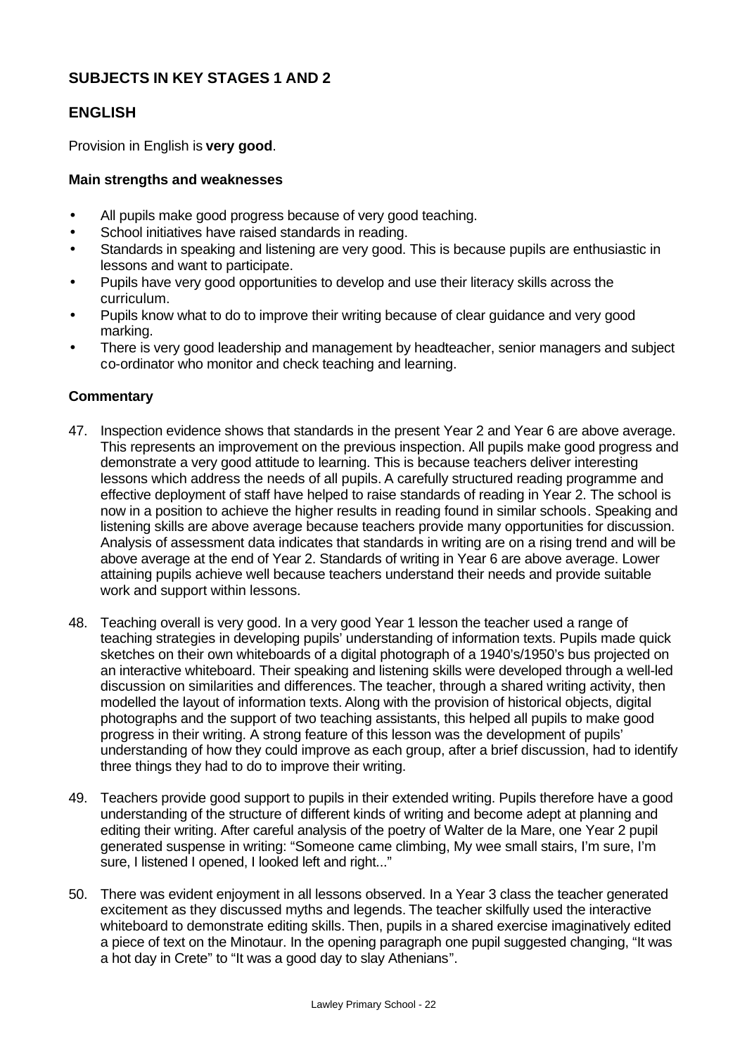## SUBJECTS IN KEY STAGES 1 AND 2

## ENGLISH

Provision in English is **very good**.

### Main strengths and weaknesses

- All pupils make good progress because of very good teaching.
- School initiatives have raised standards in reading.
- Standards in speaking and listening are very good. This is because pupils are enthusiastic in lessons and want to participate.
- Pupils have very good opportunities to develop and use their literacy skills across the curriculum.
- Pupils know what to do to improve their writing because of clear guidance and very good marking.
- There is very good leadership and management by headteacher, senior managers and subject co-ordinator who monitor and check teaching and learning.

### Commentary

47. Inspection evidence shows that standards in the present Year 2 and Year 6 are above average. This represents an improvement on the previous inspection. All pupils make good progress and demonstrate a very good attitude to learning. This is because teachers deliver interesting lessons which address the needs of all pupils. A carefully structured reading programme and effective deployment of staff have helped to raise standards of reading in Year 2. The school is now in a position to achieve the higher results in reading found in similar schools. Speaking and listening skills are above average because teachers provide many opportunities for discussion. Analysis of assessment data indicates that standards in writing are on a rising trend and will be above average at the end of Year 2. Standards of writing in Year 6 are above average. Lower attaining pupils achieve well because teachers understand their needs and provide suitable work and support within lessons.

48. Teaching overall is very good. In a very good Year 1 lesson the teacher used a range of teaching strategies in developing pupils' understanding of information texts. Pupils made quick sketches on their own whiteboards of a digital photograph of a 1940's/1950's bus projected on an interactive whiteboard. Their speaking and listening skills were developed through a well-led discussion on similarities and differences. The teacher, through a shared writing activity, then modelled the layout of information texts. Along with the provision of historical objects, digital photographs and the support of two teaching assistants, this helped all pupils to make good progress in their writing. A strong feature of this lesson was the development of pupils' understanding of how they could improve as each group, after a brief discussion, had to identify three things they had to do to improve their writing.

49. Teachers provide good support to pupils in their extended writing. Pupils therefore have a good understanding of the structure of different kinds of writing and become adept at planning and editing their writing. After careful analysis of the poetry of Walter de la Mare, one Year 2 pupil generated suspense in writing: "Someone came climbing, My wee small stairs, I'm sure, I'm sure, I listened I opened, I looked left and right..."

50. There was evident enjoyment in all lessons observed. In a Year 3 class the teacher generated excitement as they discussed myths and legends. The teacher skilfully used the interactive whiteboard to demonstrate editing skills. Then, pupils in a shared exercise imaginatively edited a piece of text on the Minotaur. In the opening paragraph one pupil suggested changing, "It was a hot day in Crete" to "It was a good day to slay Athenians".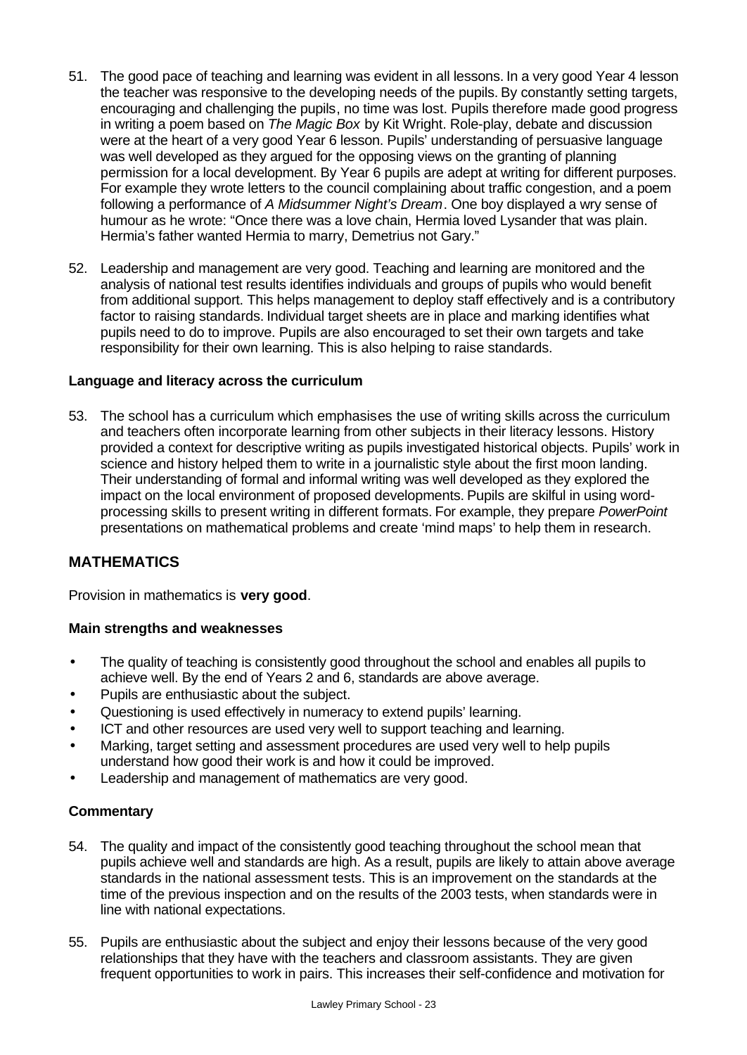51. The good pace of teaching and learning was evident in all lessons. In a very good Year 4 lesson the teacher was responsive to the developing needs of the pupils. By constantly setting targets, encouraging and challenging the pupils, no time was lost. Pupils therefore made good progress in writing a poem based on *The Magic Box* by Kit Wright. Role-play, debate and discussion were at the heart of a very good Year 6 lesson. Pupils' understanding of persuasive language was well developed as they argued for the opposing views on the granting of planning permission for a local development. By Year 6 pupils are adept at writing for different purposes. For example they wrote letters to the council complaining about traffic congestion, and a poem following a performance of *A Midsummer Night's Dream*. One boy displayed a wry sense of humour as he wrote: "Once there was a love chain, Hermia loved Lysander that was plain. Hermia's father wanted Hermia to marry, Demetrius not Gary."

52. Leadership and management are very good. Teaching and learning are monitored and the analysis of national test results identifies individuals and groups of pupils who would benefit from additional support. This helps management to deploy staff effectively and is a contributory factor to raising standards. Individual target sheets are in place and marking identifies what pupils need to do to improve. Pupils are also encouraged to set their own targets and take responsibility for their own learning. This is also helping to raise standards.

### Language and literacy across the curriculum

53. The school has a curriculum which emphasises the use of writing skills across the curriculum and teachers often incorporate learning from other subjects in their literacy lessons. History provided a context for descriptive writing as pupils investigated historical objects. Pupils' work in science and history helped them to write in a journalistic style about the first moon landing. Their understanding of formal and informal writing was well developed as they explored the impact on the local environment of proposed developments. Pupils are skilful in using word-processing skills to present writing in different formats. For example, they prepare *PowerPoint* presentations on mathematical problems and create 'mind maps' to help them in research.

## MATHEMATICS

Provision in mathematics is **very good**.

### Main strengths and weaknesses

- The quality of teaching is consistently good throughout the school and enables all pupils to achieve well. By the end of Years 2 and 6, standards are above average.
- Pupils are enthusiastic about the subject.
- Questioning is used effectively in numeracy to extend pupils' learning.
- ICT and other resources are used very well to support teaching and learning.
- Marking, target setting and assessment procedures are used very well to help pupils understand how good their work is and how it could be improved.
- Leadership and management of mathematics are very good.

### Commentary

54. The quality and impact of the consistently good teaching throughout the school mean that pupils achieve well and standards are high. As a result, pupils are likely to attain above average standards in the national assessment tests. This is an improvement on the standards at the time of the previous inspection and on the results of the 2003 tests, when standards were in line with national expectations.

55. Pupils are enthusiastic about the subject and enjoy their lessons because of the very good relationships that they have with the teachers and classroom assistants. They are given frequent opportunities to work in pairs. This increases their self-confidence and motivation for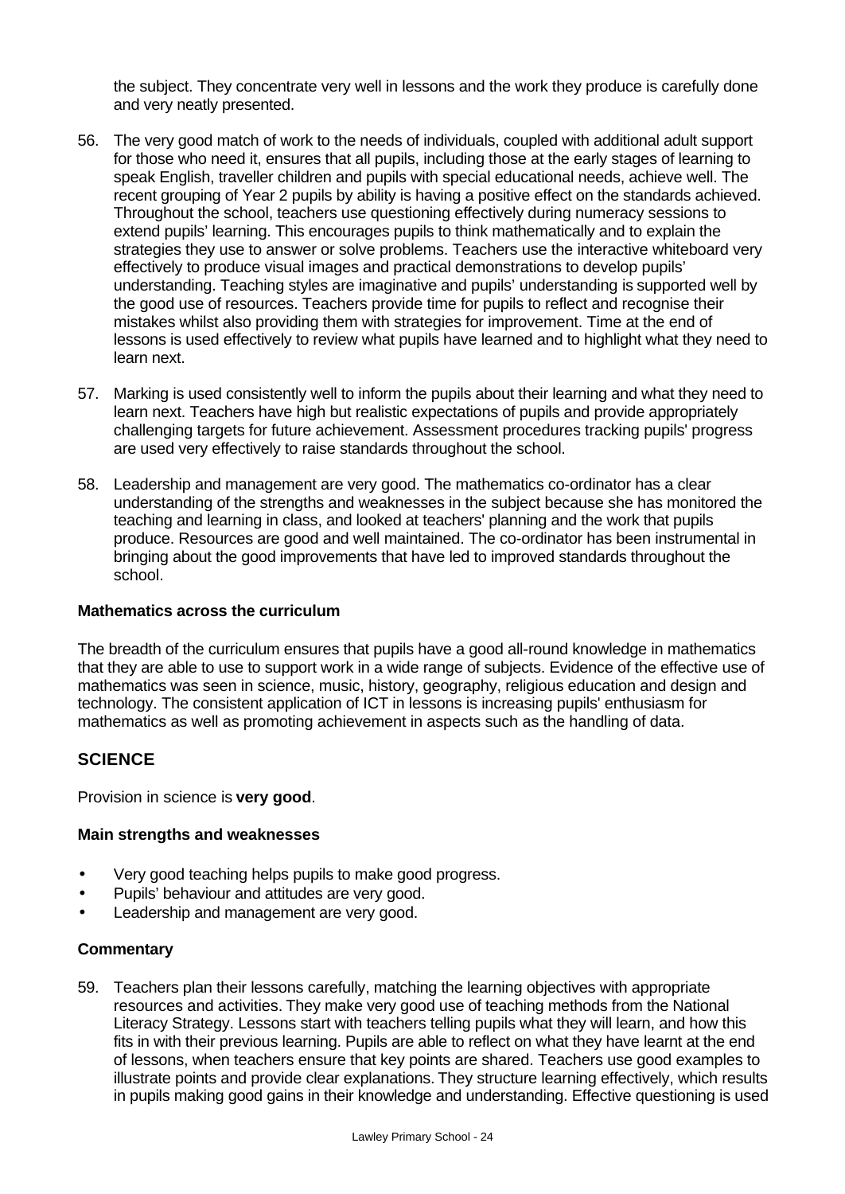the subject. They concentrate very well in lessons and the work they produce is carefully done and very neatly presented.

56. The very good match of work to the needs of individuals, coupled with additional adult support for those who need it, ensures that all pupils, including those at the early stages of learning to speak English, traveller children and pupils with special educational needs, achieve well. The recent grouping of Year 2 pupils by ability is having a positive effect on the standards achieved. Throughout the school, teachers use questioning effectively during numeracy sessions to extend pupils' learning. This encourages pupils to think mathematically and to explain the strategies they use to answer or solve problems. Teachers use the interactive whiteboard very effectively to produce visual images and practical demonstrations to develop pupils' understanding. Teaching styles are imaginative and pupils' understanding is supported well by the good use of resources. Teachers provide time for pupils to reflect and recognise their mistakes whilst also providing them with strategies for improvement. Time at the end of lessons is used effectively to review what pupils have learned and to highlight what they need to learn next.

57. Marking is used consistently well to inform the pupils about their learning and what they need to learn next. Teachers have high but realistic expectations of pupils and provide appropriately challenging targets for future achievement. Assessment procedures tracking pupils' progress are used very effectively to raise standards throughout the school.

58. Leadership and management are very good. The mathematics co-ordinator has a clear understanding of the strengths and weaknesses in the subject because she has monitored the teaching and learning in class, and looked at teachers' planning and the work that pupils produce. Resources are good and well maintained. The co-ordinator has been instrumental in bringing about the good improvements that have led to improved standards throughout the school.

**Mathematics across the curriculum**

The breadth of the curriculum ensures that pupils have a good all-round knowledge in mathematics that they are able to use to support work in a wide range of subjects. Evidence of the effective use of mathematics was seen in science, music, history, geography, religious education and design and technology. The consistent application of ICT in lessons is increasing pupils' enthusiasm for mathematics as well as promoting achievement in aspects such as the handling of data.

## SCIENCE

Provision in science is **very good**.

**Main strengths and weaknesses**

- Very good teaching helps pupils to make good progress.
- Pupils' behaviour and attitudes are very good.
- Leadership and management are very good.

**Commentary**

59. Teachers plan their lessons carefully, matching the learning objectives with appropriate resources and activities. They make very good use of teaching methods from the National Literacy Strategy. Lessons start with teachers telling pupils what they will learn, and how this fits in with their previous learning. Pupils are able to reflect on what they have learnt at the end of lessons, when teachers ensure that key points are shared. Teachers use good examples to illustrate points and provide clear explanations. They structure learning effectively, which results in pupils making good gains in their knowledge and understanding. Effective questioning is used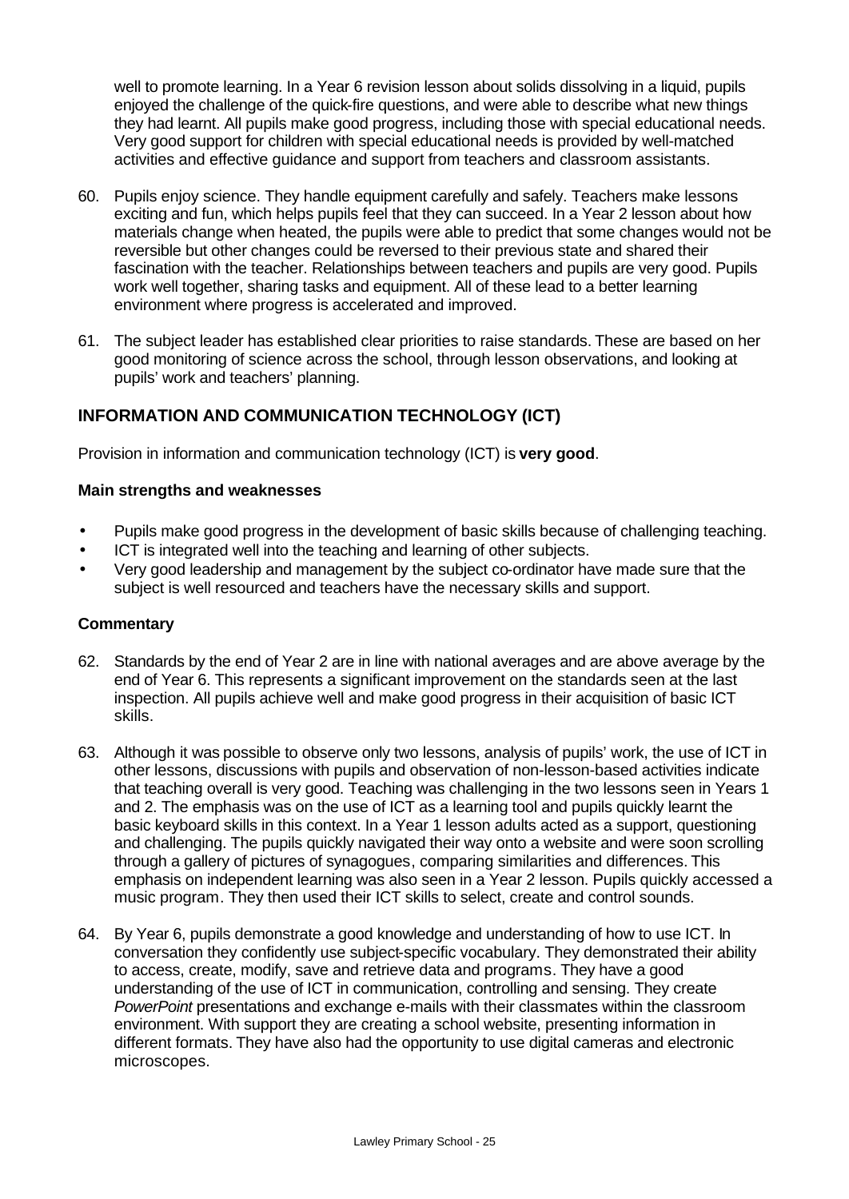well to promote learning. In a Year 6 revision lesson about solids dissolving in a liquid, pupils enjoyed the challenge of the quick-fire questions, and were able to describe what new things they had learnt. All pupils make good progress, including those with special educational needs. Very good support for children with special educational needs is provided by well-matched activities and effective guidance and support from teachers and classroom assistants.

60. Pupils enjoy science. They handle equipment carefully and safely. Teachers make lessons exciting and fun, which helps pupils feel that they can succeed. In a Year 2 lesson about how materials change when heated, the pupils were able to predict that some changes would not be reversible but other changes could be reversed to their previous state and shared their fascination with the teacher. Relationships between teachers and pupils are very good. Pupils work well together, sharing tasks and equipment. All of these lead to a better learning environment where progress is accelerated and improved.

61. The subject leader has established clear priorities to raise standards. These are based on her good monitoring of science across the school, through lesson observations, and looking at pupils' work and teachers' planning.

## INFORMATION AND COMMUNICATION TECHNOLOGY (ICT)

Provision in information and communication technology (ICT) is **very good**.

### Main strengths and weaknesses

- Pupils make good progress in the development of basic skills because of challenging teaching.
- ICT is integrated well into the teaching and learning of other subjects.
- Very good leadership and management by the subject co-ordinator have made sure that the subject is well resourced and teachers have the necessary skills and support.

### Commentary

62. Standards by the end of Year 2 are in line with national averages and are above average by the end of Year 6. This represents a significant improvement on the standards seen at the last inspection. All pupils achieve well and make good progress in their acquisition of basic ICT skills.

63. Although it was possible to observe only two lessons, analysis of pupils' work, the use of ICT in other lessons, discussions with pupils and observation of non-lesson-based activities indicate that teaching overall is very good. Teaching was challenging in the two lessons seen in Years 1 and 2. The emphasis was on the use of ICT as a learning tool and pupils quickly learnt the basic keyboard skills in this context. In a Year 1 lesson adults acted as a support, questioning and challenging. The pupils quickly navigated their way onto a website and were soon scrolling through a gallery of pictures of synagogues, comparing similarities and differences. This emphasis on independent learning was also seen in a Year 2 lesson. Pupils quickly accessed a music program. They then used their ICT skills to select, create and control sounds.

64. By Year 6, pupils demonstrate a good knowledge and understanding of how to use ICT. In conversation they confidently use subject-specific vocabulary. They demonstrated their ability to access, create, modify, save and retrieve data and programs. They have a good understanding of the use of ICT in communication, controlling and sensing. They create *PowerPoint* presentations and exchange e-mails with their classmates within the classroom environment. With support they are creating a school website, presenting information in different formats. They have also had the opportunity to use digital cameras and electronic microscopes.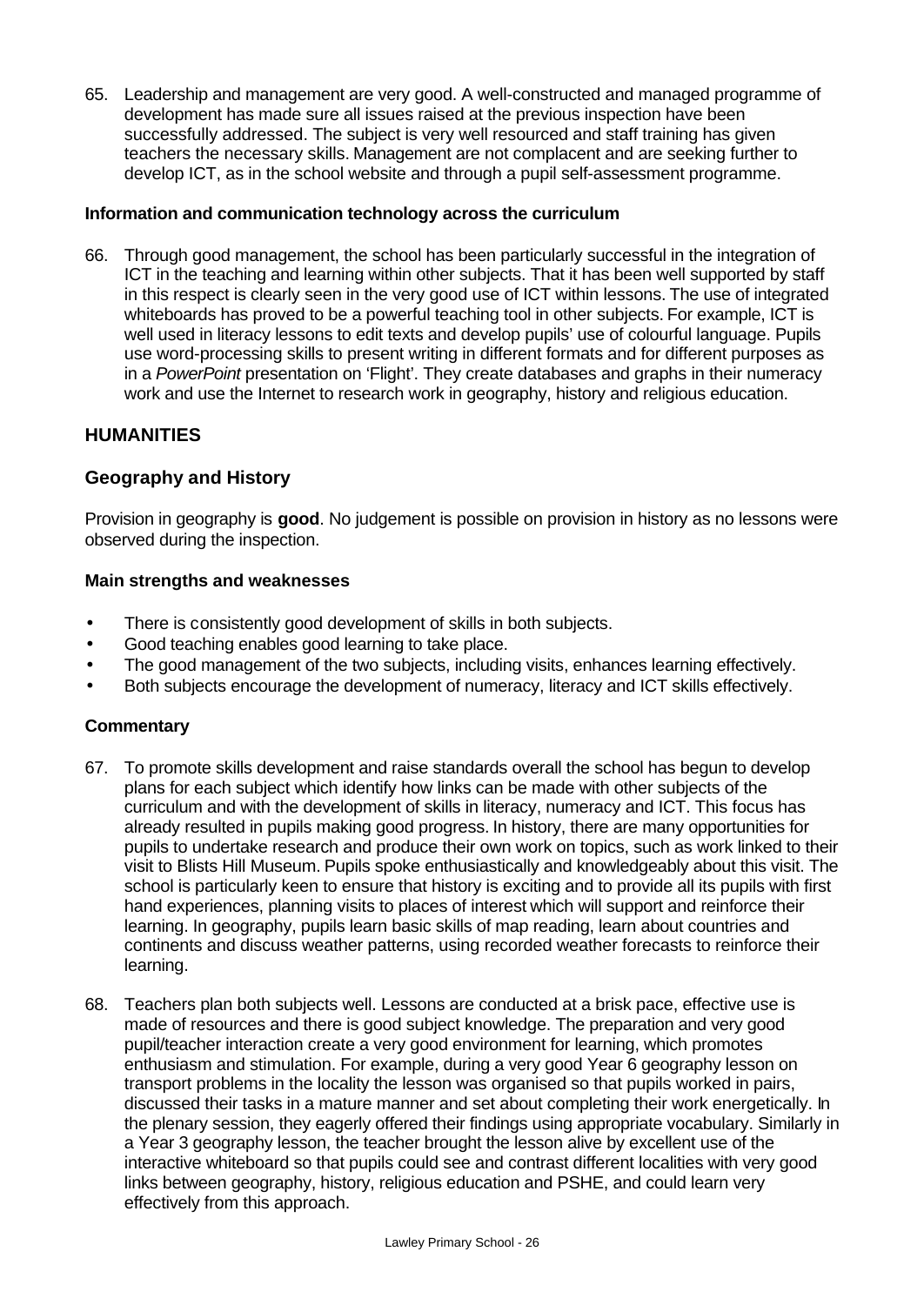65. Leadership and management are very good. A well-constructed and managed programme of development has made sure all issues raised at the previous inspection have been successfully addressed. The subject is very well resourced and staff training has given teachers the necessary skills. Management are not complacent and are seeking further to develop ICT, as in the school website and through a pupil self-assessment programme.

#### Information and communication technology across the curriculum

66. Through good management, the school has been particularly successful in the integration of ICT in the teaching and learning within other subjects. That it has been well supported by staff in this respect is clearly seen in the very good use of ICT within lessons. The use of integrated whiteboards has proved to be a powerful teaching tool in other subjects. For example, ICT is well used in literacy lessons to edit texts and develop pupils' use of colourful language. Pupils use word-processing skills to present writing in different formats and for different purposes as in a *PowerPoint* presentation on 'Flight'. They create databases and graphs in their numeracy work and use the Internet to research work in geography, history and religious education.

## HUMANITIES

### Geography and History

Provision in geography is **good**. No judgement is possible on provision in history as no lessons were observed during the inspection.

#### Main strengths and weaknesses

- There is consistently good development of skills in both subjects.
- Good teaching enables good learning to take place.
- The good management of the two subjects, including visits, enhances learning effectively.
- Both subjects encourage the development of numeracy, literacy and ICT skills effectively.

#### Commentary

67. To promote skills development and raise standards overall the school has begun to develop plans for each subject which identify how links can be made with other subjects of the curriculum and with the development of skills in literacy, numeracy and ICT. This focus has already resulted in pupils making good progress. In history, there are many opportunities for pupils to undertake research and produce their own work on topics, such as work linked to their visit to Blists Hill Museum. Pupils spoke enthusiastically and knowledgeably about this visit. The school is particularly keen to ensure that history is exciting and to provide all its pupils with first hand experiences, planning visits to places of interest which will support and reinforce their learning. In geography, pupils learn basic skills of map reading, learn about countries and continents and discuss weather patterns, using recorded weather forecasts to reinforce their learning.

68. Teachers plan both subjects well. Lessons are conducted at a brisk pace, effective use is made of resources and there is good subject knowledge. The preparation and very good pupil/teacher interaction create a very good environment for learning, which promotes enthusiasm and stimulation. For example, during a very good Year 6 geography lesson on transport problems in the locality the lesson was organised so that pupils worked in pairs, discussed their tasks in a mature manner and set about completing their work energetically. In the plenary session, they eagerly offered their findings using appropriate vocabulary. Similarly in a Year 3 geography lesson, the teacher brought the lesson alive by excellent use of the interactive whiteboard so that pupils could see and contrast different localities with very good links between geography, history, religious education and PSHE, and could learn very effectively from this approach.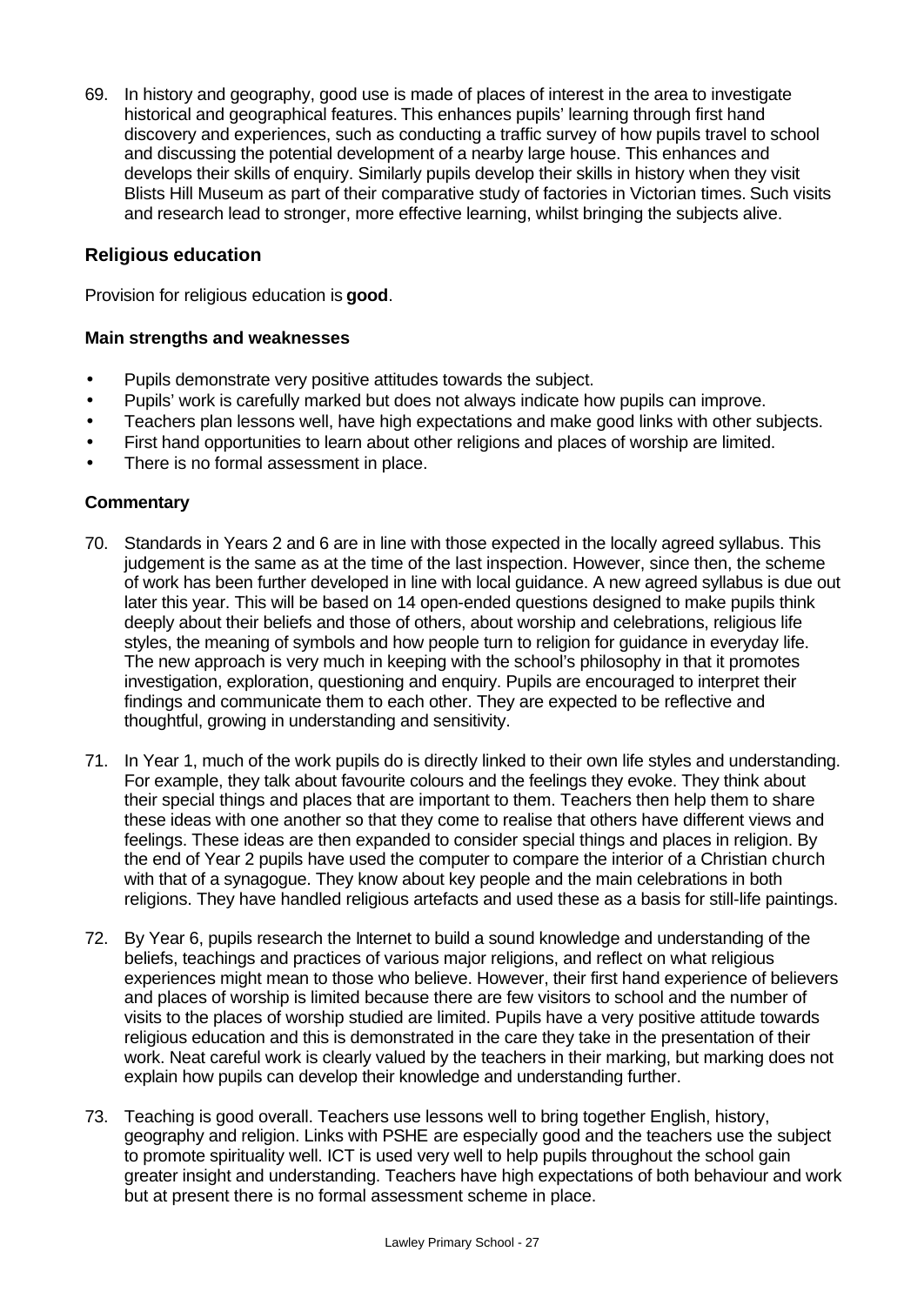69. In history and geography, good use is made of places of interest in the area to investigate historical and geographical features. This enhances pupils' learning through first hand discovery and experiences, such as conducting a traffic survey of how pupils travel to school and discussing the potential development of a nearby large house. This enhances and develops their skills of enquiry. Similarly pupils develop their skills in history when they visit Blists Hill Museum as part of their comparative study of factories in Victorian times. Such visits and research lead to stronger, more effective learning, whilst bringing the subjects alive.

## Religious education

Provision for religious education is **good**.

### Main strengths and weaknesses

- Pupils demonstrate very positive attitudes towards the subject.
- Pupils' work is carefully marked but does not always indicate how pupils can improve.
- Teachers plan lessons well, have high expectations and make good links with other subjects.
- First hand opportunities to learn about other religions and places of worship are limited.
- There is no formal assessment in place.

### Commentary

70. Standards in Years 2 and 6 are in line with those expected in the locally agreed syllabus. This judgement is the same as at the time of the last inspection. However, since then, the scheme of work has been further developed in line with local guidance. A new agreed syllabus is due out later this year. This will be based on 14 open-ended questions designed to make pupils think deeply about their beliefs and those of others, about worship and celebrations, religious life styles, the meaning of symbols and how people turn to religion for guidance in everyday life. The new approach is very much in keeping with the school's philosophy in that it promotes investigation, exploration, questioning and enquiry. Pupils are encouraged to interpret their findings and communicate them to each other. They are expected to be reflective and thoughtful, growing in understanding and sensitivity.

71. In Year 1, much of the work pupils do is directly linked to their own life styles and understanding. For example, they talk about favourite colours and the feelings they evoke. They think about their special things and places that are important to them. Teachers then help them to share these ideas with one another so that they come to realise that others have different views and feelings. These ideas are then expanded to consider special things and places in religion. By the end of Year 2 pupils have used the computer to compare the interior of a Christian church with that of a synagogue. They know about key people and the main celebrations in both religions. They have handled religious artefacts and used these as a basis for still-life paintings.

72. By Year 6, pupils research the Internet to build a sound knowledge and understanding of the beliefs, teachings and practices of various major religions, and reflect on what religious experiences might mean to those who believe. However, their first hand experience of believers and places of worship is limited because there are few visitors to school and the number of visits to the places of worship studied are limited. Pupils have a very positive attitude towards religious education and this is demonstrated in the care they take in the presentation of their work. Neat careful work is clearly valued by the teachers in their marking, but marking does not explain how pupils can develop their knowledge and understanding further.

73. Teaching is good overall. Teachers use lessons well to bring together English, history, geography and religion. Links with PSHE are especially good and the teachers use the subject to promote spirituality well. ICT is used very well to help pupils throughout the school gain greater insight and understanding. Teachers have high expectations of both behaviour and work but at present there is no formal assessment scheme in place.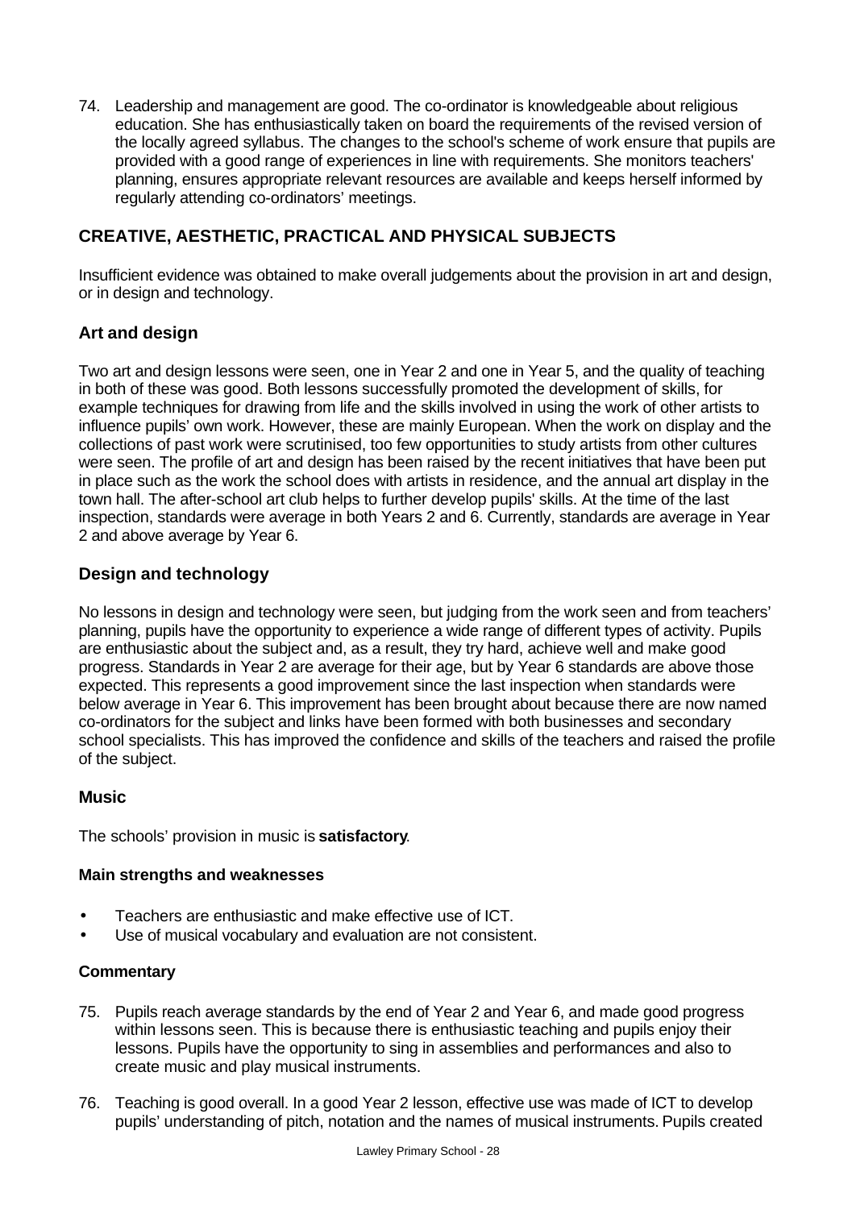74. Leadership and management are good. The co-ordinator is knowledgeable about religious education. She has enthusiastically taken on board the requirements of the revised version of the locally agreed syllabus. The changes to the school's scheme of work ensure that pupils are provided with a good range of experiences in line with requirements. She monitors teachers' planning, ensures appropriate relevant resources are available and keeps herself informed by regularly attending co-ordinators' meetings.

## CREATIVE, AESTHETIC, PRACTICAL AND PHYSICAL SUBJECTS

Insufficient evidence was obtained to make overall judgements about the provision in art and design, or in design and technology.

### Art and design

Two art and design lessons were seen, one in Year 2 and one in Year 5, and the quality of teaching in both of these was good. Both lessons successfully promoted the development of skills, for example techniques for drawing from life and the skills involved in using the work of other artists to influence pupils' own work. However, these are mainly European. When the work on display and the collections of past work were scrutinised, too few opportunities to study artists from other cultures were seen. The profile of art and design has been raised by the recent initiatives that have been put in place such as the work the school does with artists in residence, and the annual art display in the town hall. The after-school art club helps to further develop pupils' skills. At the time of the last inspection, standards were average in both Years 2 and 6. Currently, standards are average in Year 2 and above average by Year 6.

### Design and technology

No lessons in design and technology were seen, but judging from the work seen and from teachers' planning, pupils have the opportunity to experience a wide range of different types of activity. Pupils are enthusiastic about the subject and, as a result, they try hard, achieve well and make good progress. Standards in Year 2 are average for their age, but by Year 6 standards are above those expected. This represents a good improvement since the last inspection when standards were below average in Year 6. This improvement has been brought about because there are now named co-ordinators for the subject and links have been formed with both businesses and secondary school specialists. This has improved the confidence and skills of the teachers and raised the profile of the subject.

### Music

The schools' provision in music is **satisfactory**.

#### Main strengths and weaknesses

- Teachers are enthusiastic and make effective use of ICT.
- Use of musical vocabulary and evaluation are not consistent.

#### Commentary

75. Pupils reach average standards by the end of Year 2 and Year 6, and made good progress within lessons seen. This is because there is enthusiastic teaching and pupils enjoy their lessons. Pupils have the opportunity to sing in assemblies and performances and also to create music and play musical instruments.

76. Teaching is good overall. In a good Year 2 lesson, effective use was made of ICT to develop pupils' understanding of pitch, notation and the names of musical instruments. Pupils created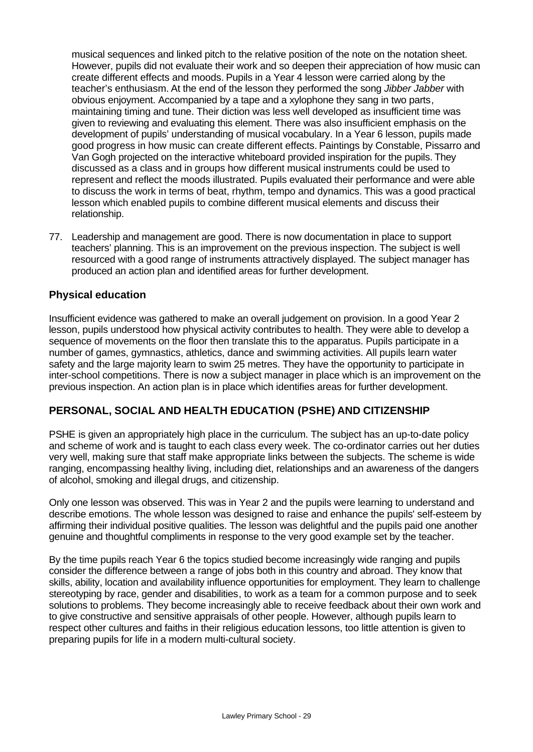musical sequences and linked pitch to the relative position of the note on the notation sheet. However, pupils did not evaluate their work and so deepen their appreciation of how music can create different effects and moods. Pupils in a Year 4 lesson were carried along by the teacher's enthusiasm. At the end of the lesson they performed the song *Jibber Jabber* with obvious enjoyment. Accompanied by a tape and a xylophone they sang in two parts, maintaining timing and tune. Their diction was less well developed as insufficient time was given to reviewing and evaluating this element. There was also insufficient emphasis on the development of pupils' understanding of musical vocabulary. In a Year 6 lesson, pupils made good progress in how music can create different effects. Paintings by Constable, Pissarro and Van Gogh projected on the interactive whiteboard provided inspiration for the pupils. They discussed as a class and in groups how different musical instruments could be used to represent and reflect the moods illustrated. Pupils evaluated their performance and were able to discuss the work in terms of beat, rhythm, tempo and dynamics. This was a good practical lesson which enabled pupils to combine different musical elements and discuss their relationship.

77. Leadership and management are good. There is now documentation in place to support teachers' planning. This is an improvement on the previous inspection. The subject is well resourced with a good range of instruments attractively displayed. The subject manager has produced an action plan and identified areas for further development.

### Physical education

Insufficient evidence was gathered to make an overall judgement on provision. In a good Year 2 lesson, pupils understood how physical activity contributes to health. They were able to develop a sequence of movements on the floor then translate this to the apparatus. Pupils participate in a number of games, gymnastics, athletics, dance and swimming activities. All pupils learn water safety and the large majority learn to swim 25 metres. They have the opportunity to participate in inter-school competitions. There is now a subject manager in place which is an improvement on the previous inspection. An action plan is in place which identifies areas for further development.

## PERSONAL, SOCIAL AND HEALTH EDUCATION (PSHE) AND CITIZENSHIP

PSHE is given an appropriately high place in the curriculum. The subject has an up-to-date policy and scheme of work and is taught to each class every week. The co-ordinator carries out her duties very well, making sure that staff make appropriate links between the subjects. The scheme is wide ranging, encompassing healthy living, including diet, relationships and an awareness of the dangers of alcohol, smoking and illegal drugs, and citizenship.

Only one lesson was observed. This was in Year 2 and the pupils were learning to understand and describe emotions. The whole lesson was designed to raise and enhance the pupils' self-esteem by affirming their individual positive qualities. The lesson was delightful and the pupils paid one another genuine and thoughtful compliments in response to the very good example set by the teacher.

By the time pupils reach Year 6 the topics studied become increasingly wide ranging and pupils consider the difference between a range of jobs both in this country and abroad. They know that skills, ability, location and availability influence opportunities for employment. They learn to challenge stereotyping by race, gender and disabilities, to work as a team for a common purpose and to seek solutions to problems. They become increasingly able to receive feedback about their own work and to give constructive and sensitive appraisals of other people. However, although pupils learn to respect other cultures and faiths in their religious education lessons, too little attention is given to preparing pupils for life in a modern multi-cultural society.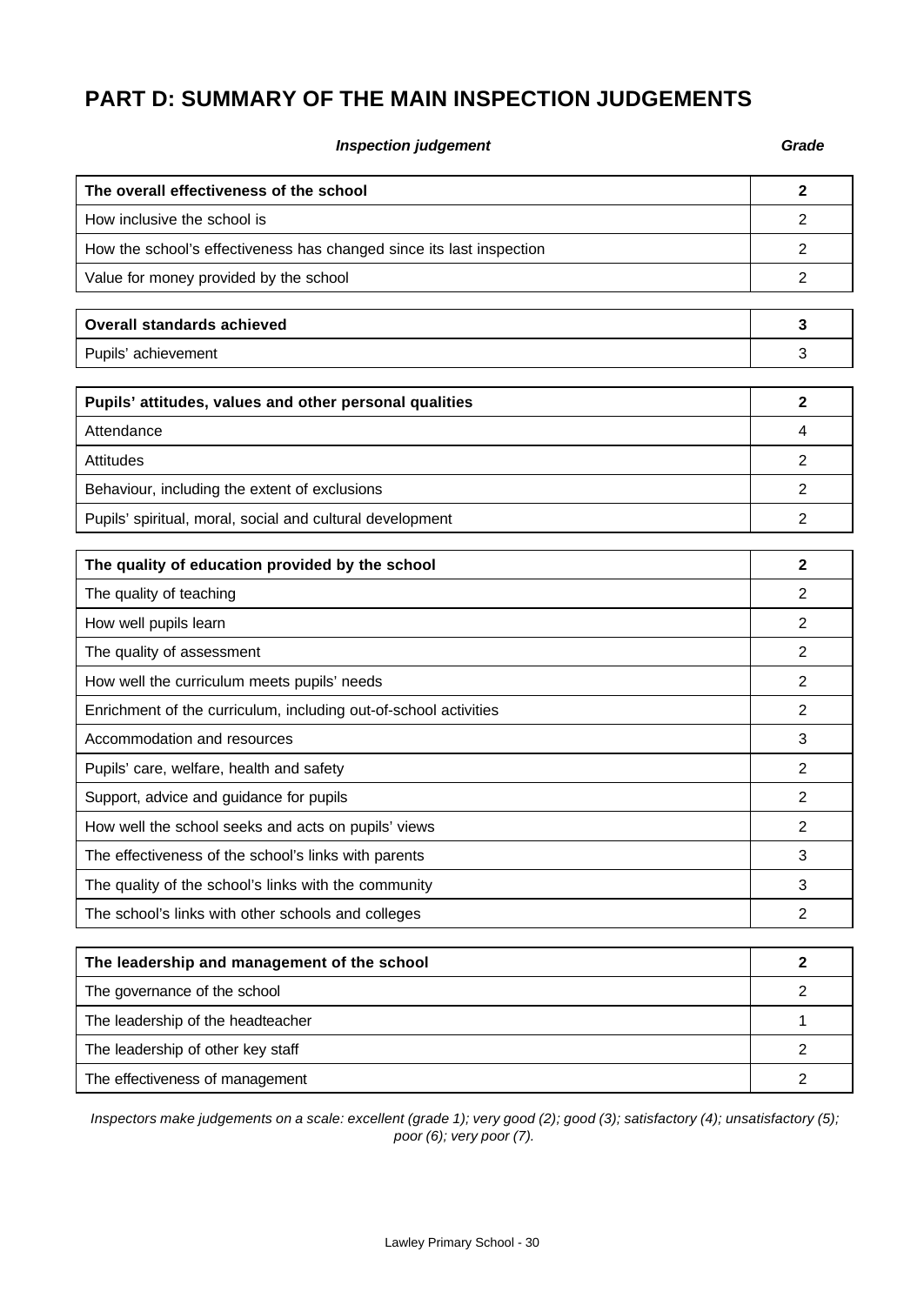# PART D: SUMMARY OF THE MAIN INSPECTION JUDGEMENTS

| *Inspection judgement* | *Grade* |
|---|---|
| **The overall effectiveness of the school** | **2** |
| How inclusive the school is | 2 |
| How the school's effectiveness has changed since its last inspection | 2 |
| Value for money provided by the school | 2 |
| **Overall standards achieved** | **3** |
| Pupils' achievement | 3 |
| **Pupils' attitudes, values and other personal qualities** | **2** |
| Attendance | 4 |
| Attitudes | 2 |
| Behaviour, including the extent of exclusions | 2 |
| Pupils' spiritual, moral, social and cultural development | 2 |
| **The quality of education provided by the school** | **2** |
| The quality of teaching | 2 |
| How well pupils learn | 2 |
| The quality of assessment | 2 |
| How well the curriculum meets pupils' needs | 2 |
| Enrichment of the curriculum, including out-of-school activities | 2 |
| Accommodation and resources | 3 |
| Pupils' care, welfare, health and safety | 2 |
| Support, advice and guidance for pupils | 2 |
| How well the school seeks and acts on pupils' views | 2 |
| The effectiveness of the school's links with parents | 3 |
| The quality of the school's links with the community | 3 |
| The school's links with other schools and colleges | 2 |
| **The leadership and management of the school** | **2** |
| The governance of the school | 2 |
| The leadership of the headteacher | 1 |
| The leadership of other key staff | 2 |
| The effectiveness of management | 2 |

*Inspectors make judgements on a scale: excellent (grade 1); very good (2); good (3); satisfactory (4); unsatisfactory (5); poor (6); very poor (7).*